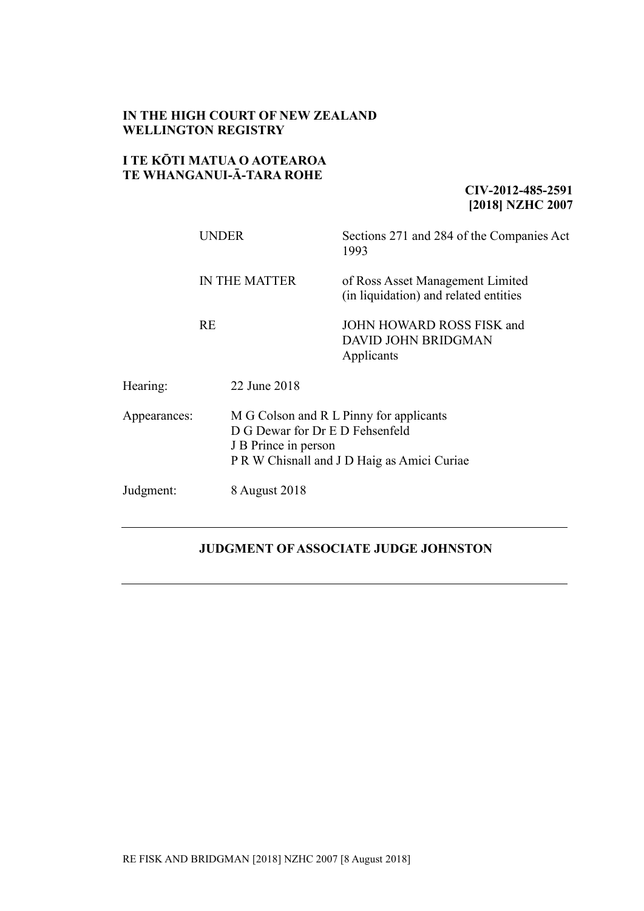**IN THE HIGH COURT OF NEW ZEALAND**
**WELLINGTON REGISTRY**

**I TE KŌTI MATUA O AOTEAROA**
**TE WHANGANUI-Ā-TARA ROHE**

**CIV-2012-485-2591**
**[2018] NZHC 2007**

| | |
|---|---|
| UNDER | Sections 271 and 284 of the Companies Act 1993 |
| IN THE MATTER | of Ross Asset Management Limited (in liquidation) and related entities |
| RE | JOHN HOWARD ROSS FISK and DAVID JOHN BRIDGMAN Applicants |

| | |
|---|---|
| Hearing: | 22 June 2018 |
| Appearances: | M G Colson and R L Pinny for applicants<br>D G Dewar for Dr E D Fehsenfeld<br>J B Prince in person<br>P R W Chisnall and J D Haig as Amici Curiae |
| Judgment: | 8 August 2018 |

---

**JUDGMENT OF ASSOCIATE JUDGE JOHNSTON**

---

RE FISK AND BRIDGMAN [2018] NZHC 2007 [8 August 2018]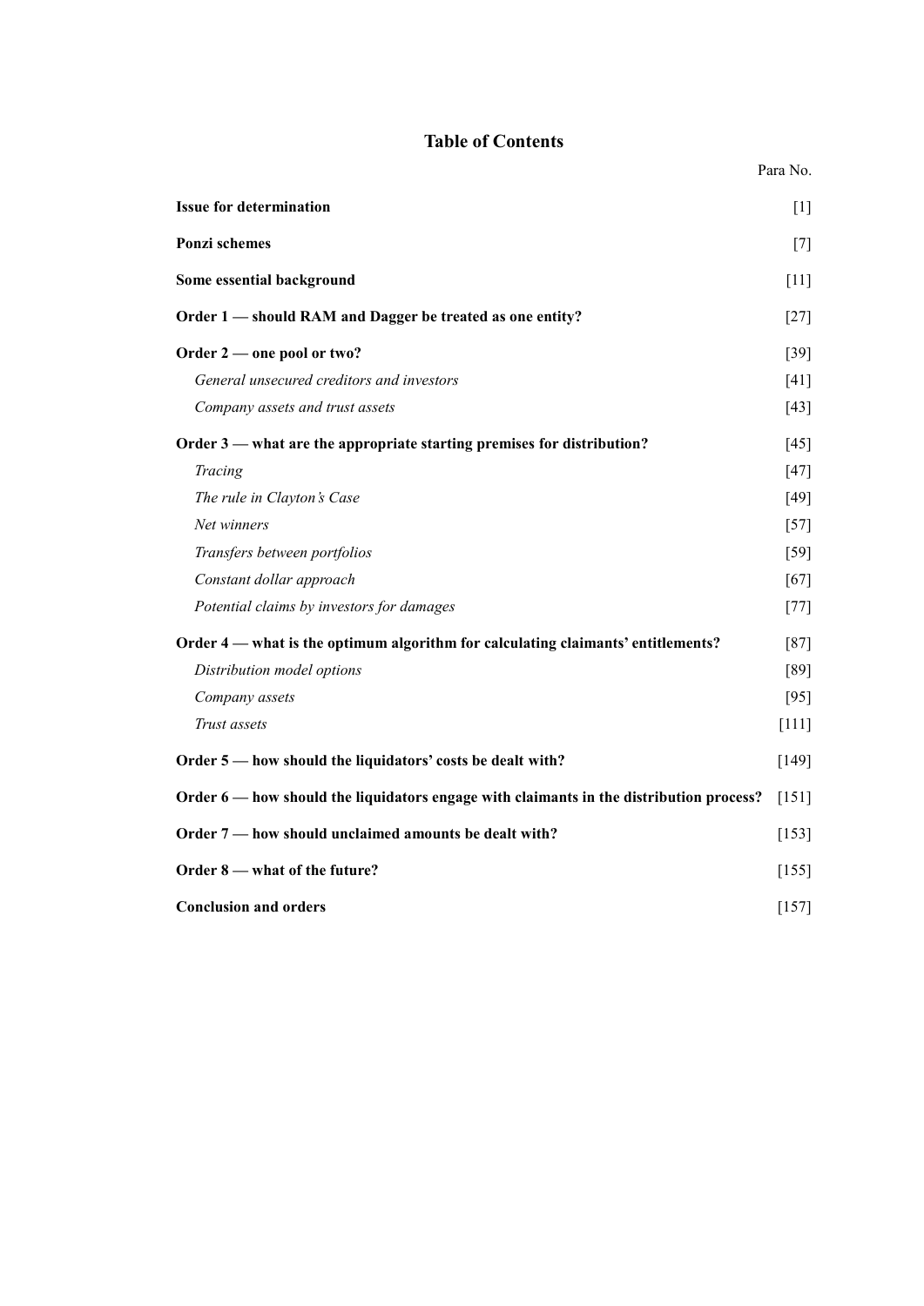## Table of Contents

| | Para No. |
|---|---|
| **Issue for determination** | [1] |
| **Ponzi schemes** | [7] |
| **Some essential background** | [11] |
| **Order 1 — should RAM and Dagger be treated as one entity?** | [27] |
| **Order 2 — one pool or two?** | [39] |
| *General unsecured creditors and investors* | [41] |
| *Company assets and trust assets* | [43] |
| **Order 3 — what are the appropriate starting premises for distribution?** | [45] |
| *Tracing* | [47] |
| *The rule in Clayton's Case* | [49] |
| *Net winners* | [57] |
| *Transfers between portfolios* | [59] |
| *Constant dollar approach* | [67] |
| *Potential claims by investors for damages* | [77] |
| **Order 4 — what is the optimum algorithm for calculating claimants' entitlements?** | [87] |
| *Distribution model options* | [89] |
| *Company assets* | [95] |
| *Trust assets* | [111] |
| **Order 5 — how should the liquidators' costs be dealt with?** | [149] |
| **Order 6 — how should the liquidators engage with claimants in the distribution process?** | [151] |
| **Order 7 — how should unclaimed amounts be dealt with?** | [153] |
| **Order 8 — what of the future?** | [155] |
| **Conclusion and orders** | [157] |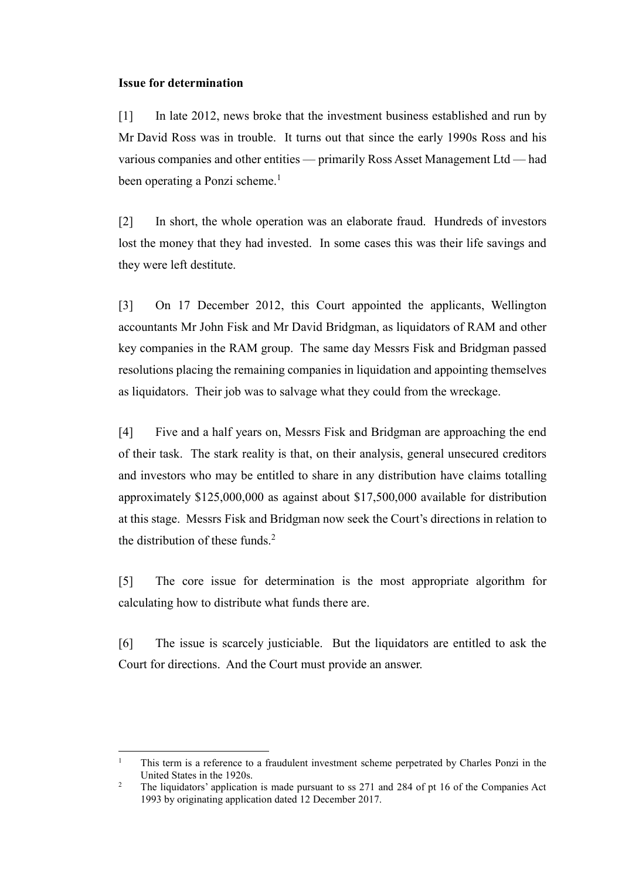**Issue for determination**

[1] In late 2012, news broke that the investment business established and run by Mr David Ross was in trouble. It turns out that since the early 1990s Ross and his various companies and other entities — primarily Ross Asset Management Ltd — had been operating a Ponzi scheme.[1]

[2] In short, the whole operation was an elaborate fraud. Hundreds of investors lost the money that they had invested. In some cases this was their life savings and they were left destitute.

[3] On 17 December 2012, this Court appointed the applicants, Wellington accountants Mr John Fisk and Mr David Bridgman, as liquidators of RAM and other key companies in the RAM group. The same day Messrs Fisk and Bridgman passed resolutions placing the remaining companies in liquidation and appointing themselves as liquidators. Their job was to salvage what they could from the wreckage.

[4] Five and a half years on, Messrs Fisk and Bridgman are approaching the end of their task. The stark reality is that, on their analysis, general unsecured creditors and investors who may be entitled to share in any distribution have claims totalling approximately $125,000,000 as against about $17,500,000 available for distribution at this stage. Messrs Fisk and Bridgman now seek the Court's directions in relation to the distribution of these funds.[2]

[5] The core issue for determination is the most appropriate algorithm for calculating how to distribute what funds there are.

[6] The issue is scarcely justiciable. But the liquidators are entitled to ask the Court for directions. And the Court must provide an answer.

---

[1] This term is a reference to a fraudulent investment scheme perpetrated by Charles Ponzi in the United States in the 1920s.

[2] The liquidators' application is made pursuant to ss 271 and 284 of pt 16 of the Companies Act 1993 by originating application dated 12 December 2017.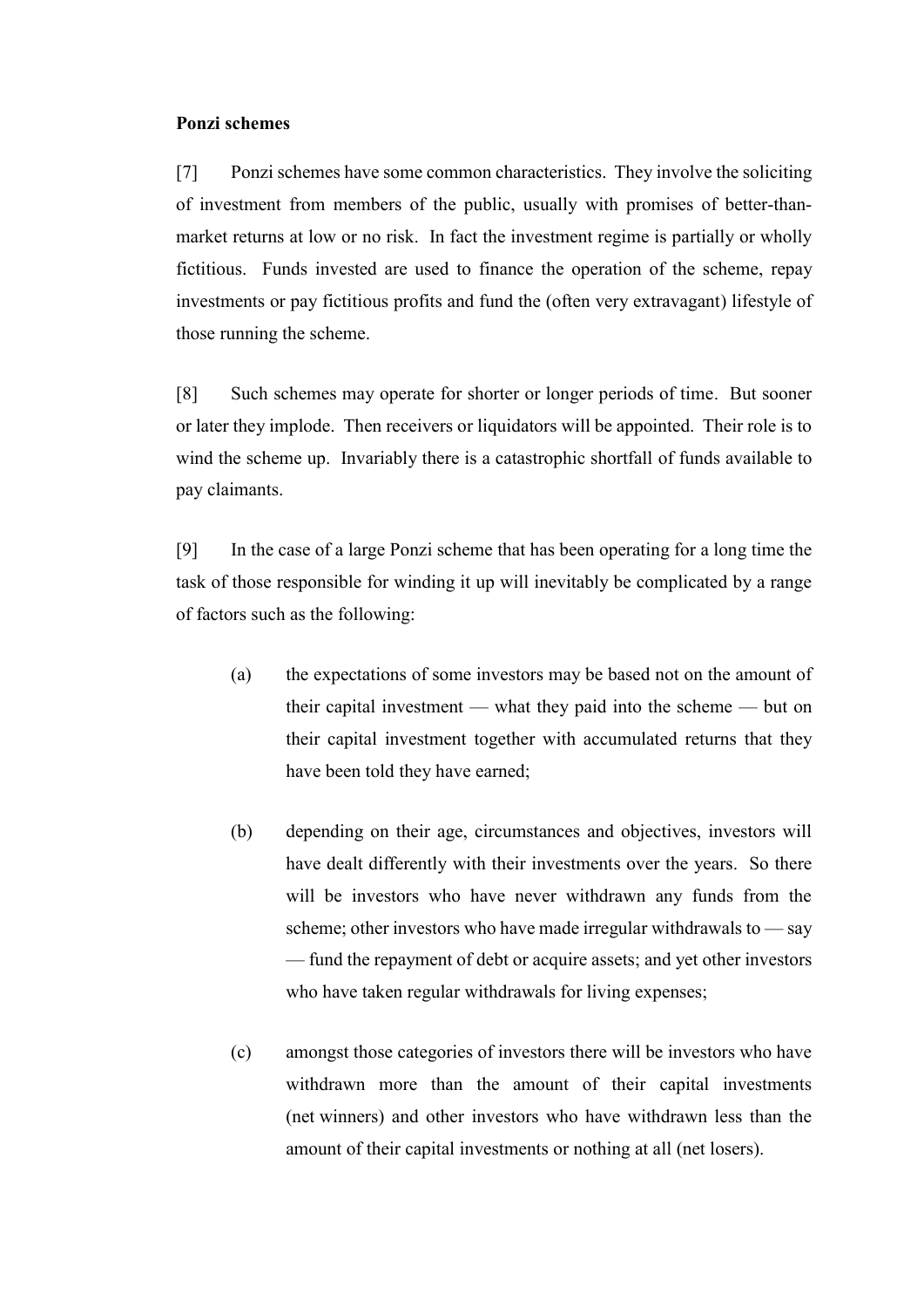**Ponzi schemes**

[7] Ponzi schemes have some common characteristics. They involve the soliciting of investment from members of the public, usually with promises of better-than-market returns at low or no risk. In fact the investment regime is partially or wholly fictitious. Funds invested are used to finance the operation of the scheme, repay investments or pay fictitious profits and fund the (often very extravagant) lifestyle of those running the scheme.

[8] Such schemes may operate for shorter or longer periods of time. But sooner or later they implode. Then receivers or liquidators will be appointed. Their role is to wind the scheme up. Invariably there is a catastrophic shortfall of funds available to pay claimants.

[9] In the case of a large Ponzi scheme that has been operating for a long time the task of those responsible for winding it up will inevitably be complicated by a range of factors such as the following:

(a) the expectations of some investors may be based not on the amount of their capital investment — what they paid into the scheme — but on their capital investment together with accumulated returns that they have been told they have earned;

(b) depending on their age, circumstances and objectives, investors will have dealt differently with their investments over the years. So there will be investors who have never withdrawn any funds from the scheme; other investors who have made irregular withdrawals to — say — fund the repayment of debt or acquire assets; and yet other investors who have taken regular withdrawals for living expenses;

(c) amongst those categories of investors there will be investors who have withdrawn more than the amount of their capital investments (net winners) and other investors who have withdrawn less than the amount of their capital investments or nothing at all (net losers).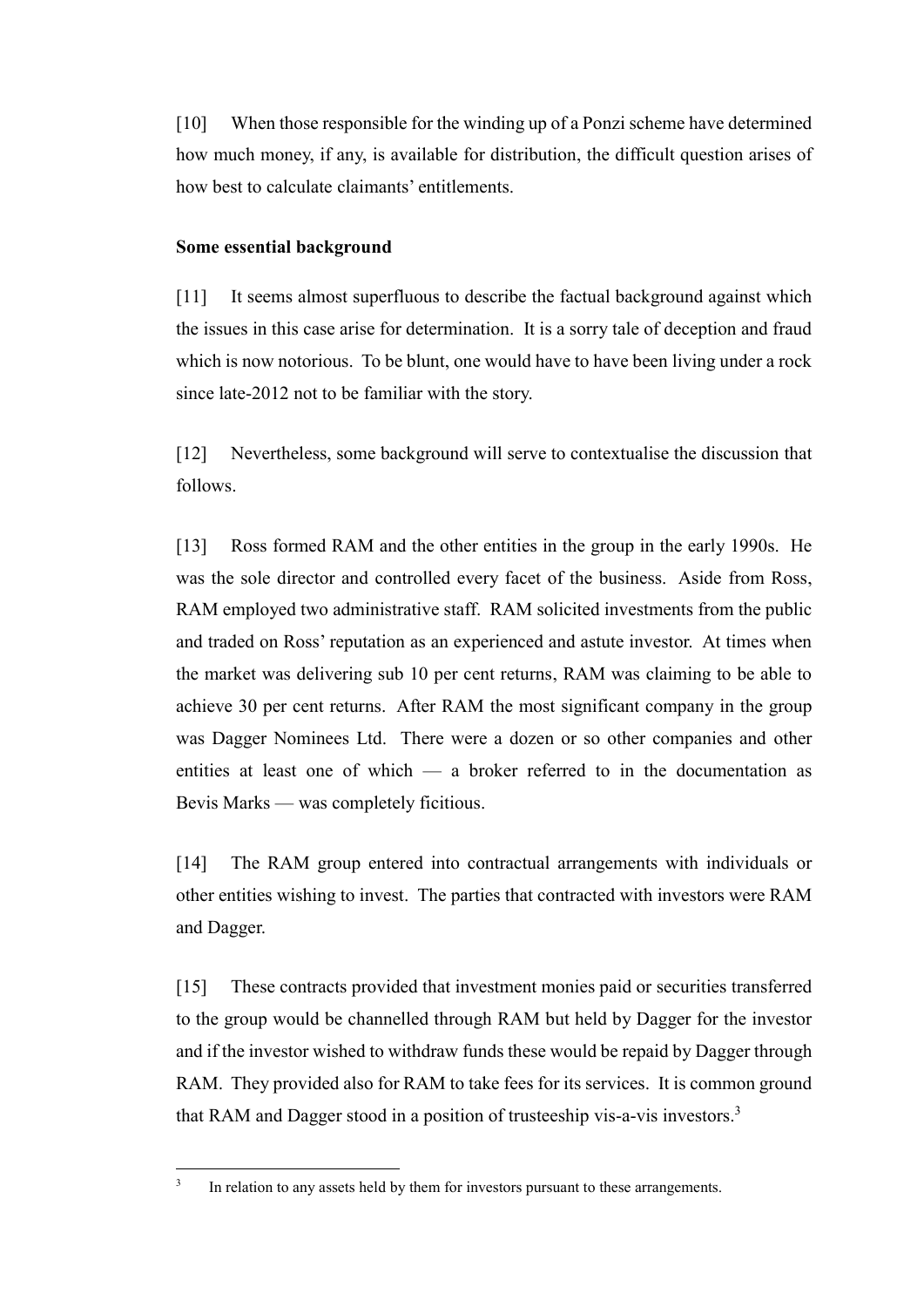[10] When those responsible for the winding up of a Ponzi scheme have determined how much money, if any, is available for distribution, the difficult question arises of how best to calculate claimants' entitlements.

**Some essential background**

[11] It seems almost superfluous to describe the factual background against which the issues in this case arise for determination. It is a sorry tale of deception and fraud which is now notorious. To be blunt, one would have to have been living under a rock since late-2012 not to be familiar with the story.

[12] Nevertheless, some background will serve to contextualise the discussion that follows.

[13] Ross formed RAM and the other entities in the group in the early 1990s. He was the sole director and controlled every facet of the business. Aside from Ross, RAM employed two administrative staff. RAM solicited investments from the public and traded on Ross' reputation as an experienced and astute investor. At times when the market was delivering sub 10 per cent returns, RAM was claiming to be able to achieve 30 per cent returns. After RAM the most significant company in the group was Dagger Nominees Ltd. There were a dozen or so other companies and other entities at least one of which — a broker referred to in the documentation as Bevis Marks — was completely ficitious.

[14] The RAM group entered into contractual arrangements with individuals or other entities wishing to invest. The parties that contracted with investors were RAM and Dagger.

[15] These contracts provided that investment monies paid or securities transferred to the group would be channelled through RAM but held by Dagger for the investor and if the investor wished to withdraw funds these would be repaid by Dagger through RAM. They provided also for RAM to take fees for its services. It is common ground that RAM and Dagger stood in a position of trusteeship vis-a-vis investors.[3]

[3] In relation to any assets held by them for investors pursuant to these arrangements.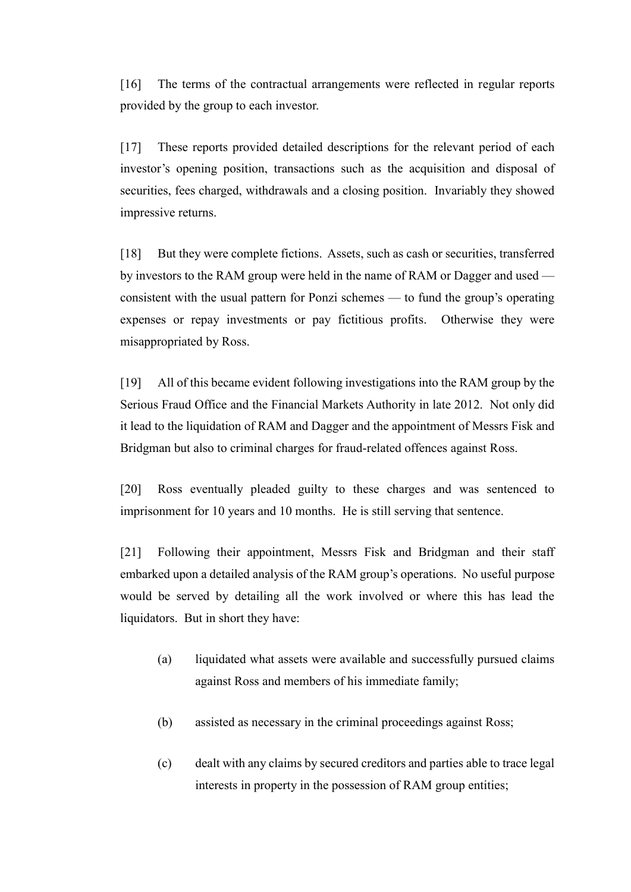[16] The terms of the contractual arrangements were reflected in regular reports provided by the group to each investor.

[17] These reports provided detailed descriptions for the relevant period of each investor's opening position, transactions such as the acquisition and disposal of securities, fees charged, withdrawals and a closing position. Invariably they showed impressive returns.

[18] But they were complete fictions. Assets, such as cash or securities, transferred by investors to the RAM group were held in the name of RAM or Dagger and used — consistent with the usual pattern for Ponzi schemes — to fund the group's operating expenses or repay investments or pay fictitious profits. Otherwise they were misappropriated by Ross.

[19] All of this became evident following investigations into the RAM group by the Serious Fraud Office and the Financial Markets Authority in late 2012. Not only did it lead to the liquidation of RAM and Dagger and the appointment of Messrs Fisk and Bridgman but also to criminal charges for fraud-related offences against Ross.

[20] Ross eventually pleaded guilty to these charges and was sentenced to imprisonment for 10 years and 10 months. He is still serving that sentence.

[21] Following their appointment, Messrs Fisk and Bridgman and their staff embarked upon a detailed analysis of the RAM group's operations. No useful purpose would be served by detailing all the work involved or where this has lead the liquidators. But in short they have:

(a) liquidated what assets were available and successfully pursued claims against Ross and members of his immediate family;

(b) assisted as necessary in the criminal proceedings against Ross;

(c) dealt with any claims by secured creditors and parties able to trace legal interests in property in the possession of RAM group entities;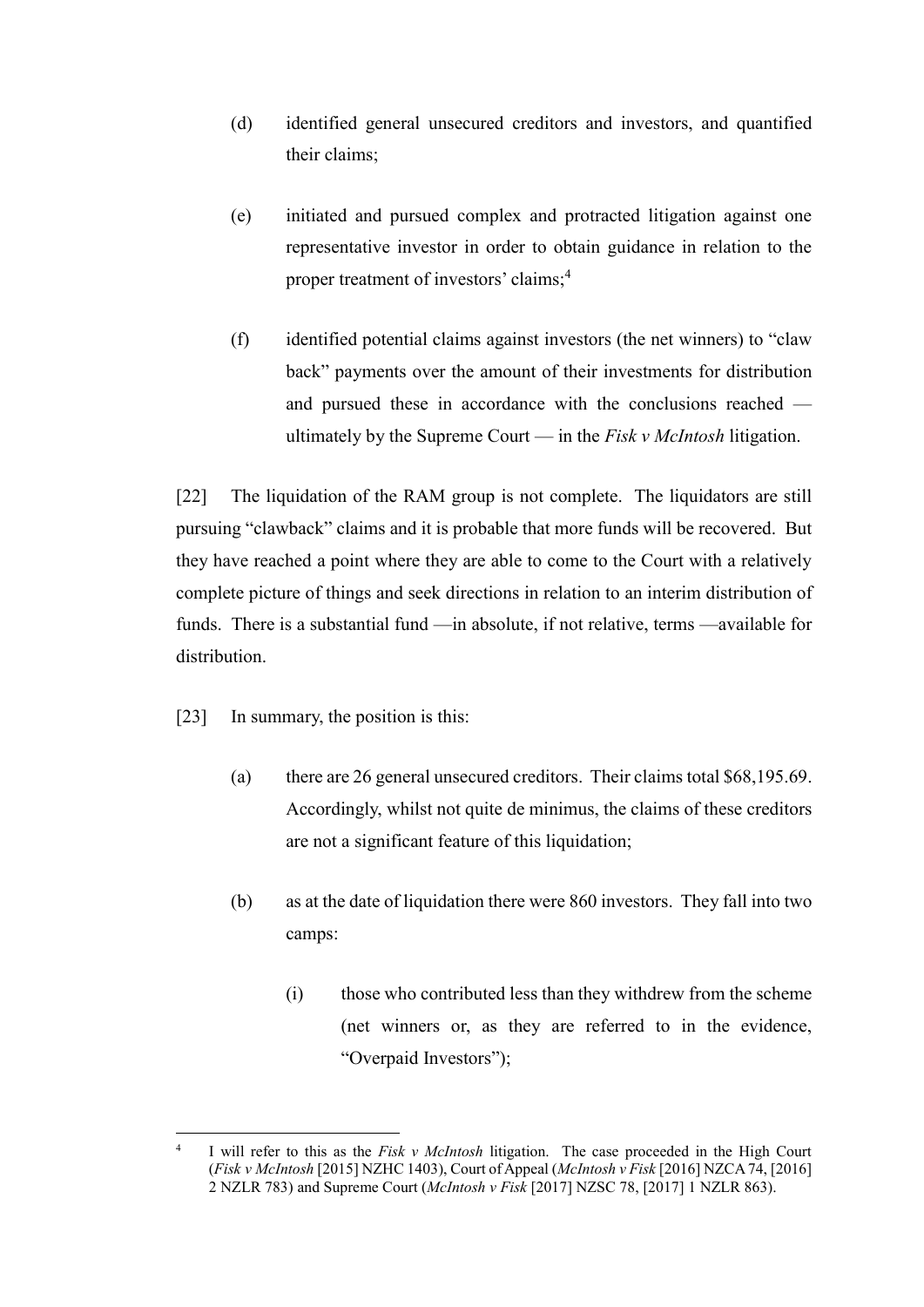(d) identified general unsecured creditors and investors, and quantified their claims;

(e) initiated and pursued complex and protracted litigation against one representative investor in order to obtain guidance in relation to the proper treatment of investors' claims;[4]

(f) identified potential claims against investors (the net winners) to "claw back" payments over the amount of their investments for distribution and pursued these in accordance with the conclusions reached — ultimately by the Supreme Court — in the *Fisk v McIntosh* litigation.

[22] The liquidation of the RAM group is not complete. The liquidators are still pursuing "clawback" claims and it is probable that more funds will be recovered. But they have reached a point where they are able to come to the Court with a relatively complete picture of things and seek directions in relation to an interim distribution of funds. There is a substantial fund —in absolute, if not relative, terms —available for distribution.

[23] In summary, the position is this:

(a) there are 26 general unsecured creditors. Their claims total $68,195.69. Accordingly, whilst not quite de minimus, the claims of these creditors are not a significant feature of this liquidation;

(b) as at the date of liquidation there were 860 investors. They fall into two camps:

(i) those who contributed less than they withdrew from the scheme (net winners or, as they are referred to in the evidence, "Overpaid Investors");

---

[4] I will refer to this as the *Fisk v McIntosh* litigation. The case proceeded in the High Court (*Fisk v McIntosh* [2015] NZHC 1403), Court of Appeal (*McIntosh v Fisk* [2016] NZCA 74, [2016] 2 NZLR 783) and Supreme Court (*McIntosh v Fisk* [2017] NZSC 78, [2017] 1 NZLR 863).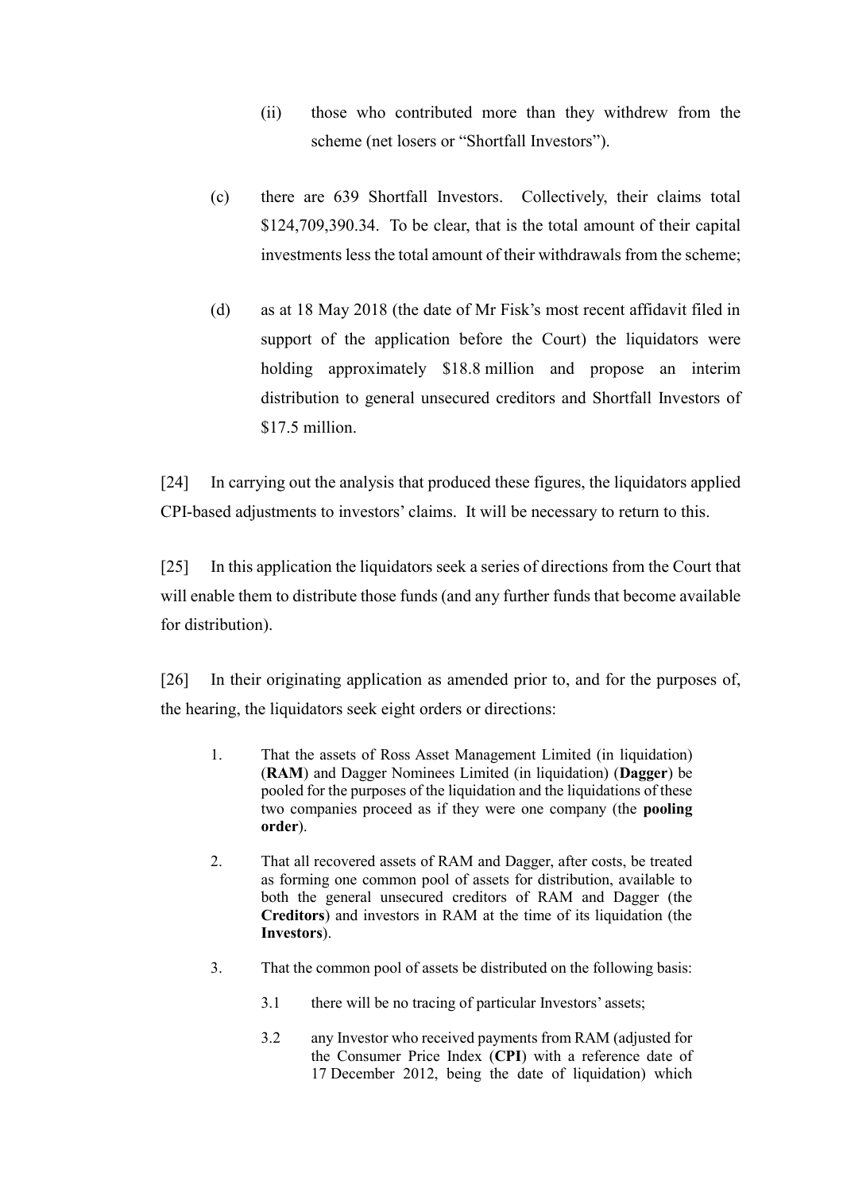(ii) those who contributed more than they withdrew from the scheme (net losers or "Shortfall Investors").

(c) there are 639 Shortfall Investors. Collectively, their claims total $124,709,390.34. To be clear, that is the total amount of their capital investments less the total amount of their withdrawals from the scheme;

(d) as at 18 May 2018 (the date of Mr Fisk's most recent affidavit filed in support of the application before the Court) the liquidators were holding approximately $18.8 million and propose an interim distribution to general unsecured creditors and Shortfall Investors of $17.5 million.

[24] In carrying out the analysis that produced these figures, the liquidators applied CPI-based adjustments to investors' claims. It will be necessary to return to this.

[25] In this application the liquidators seek a series of directions from the Court that will enable them to distribute those funds (and any further funds that become available for distribution).

[26] In their originating application as amended prior to, and for the purposes of, the hearing, the liquidators seek eight orders or directions:

> 1. That the assets of Ross Asset Management Limited (in liquidation) (**RAM**) and Dagger Nominees Limited (in liquidation) (**Dagger**) be pooled for the purposes of the liquidation and the liquidations of these two companies proceed as if they were one company (the **pooling order**).
>
> 2. That all recovered assets of RAM and Dagger, after costs, be treated as forming one common pool of assets for distribution, available to both the general unsecured creditors of RAM and Dagger (the **Creditors**) and investors in RAM at the time of its liquidation (the **Investors**).
>
> 3. That the common pool of assets be distributed on the following basis:
>
>    3.1 there will be no tracing of particular Investors' assets;
>
>    3.2 any Investor who received payments from RAM (adjusted for the Consumer Price Index (**CPI**) with a reference date of 17 December 2012, being the date of liquidation) which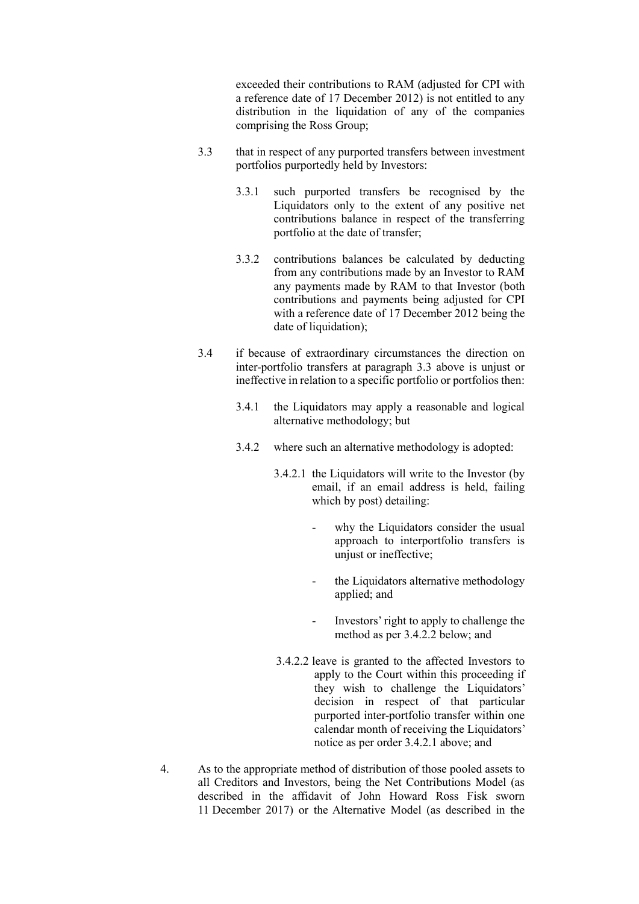exceeded their contributions to RAM (adjusted for CPI with a reference date of 17 December 2012) is not entitled to any distribution in the liquidation of any of the companies comprising the Ross Group;

3.3 that in respect of any purported transfers between investment portfolios purportedly held by Investors:

3.3.1 such purported transfers be recognised by the Liquidators only to the extent of any positive net contributions balance in respect of the transferring portfolio at the date of transfer;

3.3.2 contributions balances be calculated by deducting from any contributions made by an Investor to RAM any payments made by RAM to that Investor (both contributions and payments being adjusted for CPI with a reference date of 17 December 2012 being the date of liquidation);

3.4 if because of extraordinary circumstances the direction on inter-portfolio transfers at paragraph 3.3 above is unjust or ineffective in relation to a specific portfolio or portfolios then:

3.4.1 the Liquidators may apply a reasonable and logical alternative methodology; but

3.4.2 where such an alternative methodology is adopted:

3.4.2.1 the Liquidators will write to the Investor (by email, if an email address is held, failing which by post) detailing:

- why the Liquidators consider the usual approach to interportfolio transfers is unjust or ineffective;
- the Liquidators alternative methodology applied; and
- Investors' right to apply to challenge the method as per 3.4.2.2 below; and

3.4.2.2 leave is granted to the affected Investors to apply to the Court within this proceeding if they wish to challenge the Liquidators' decision in respect of that particular purported inter-portfolio transfer within one calendar month of receiving the Liquidators' notice as per order 3.4.2.1 above; and

4. As to the appropriate method of distribution of those pooled assets to all Creditors and Investors, being the Net Contributions Model (as described in the affidavit of John Howard Ross Fisk sworn 11 December 2017) or the Alternative Model (as described in the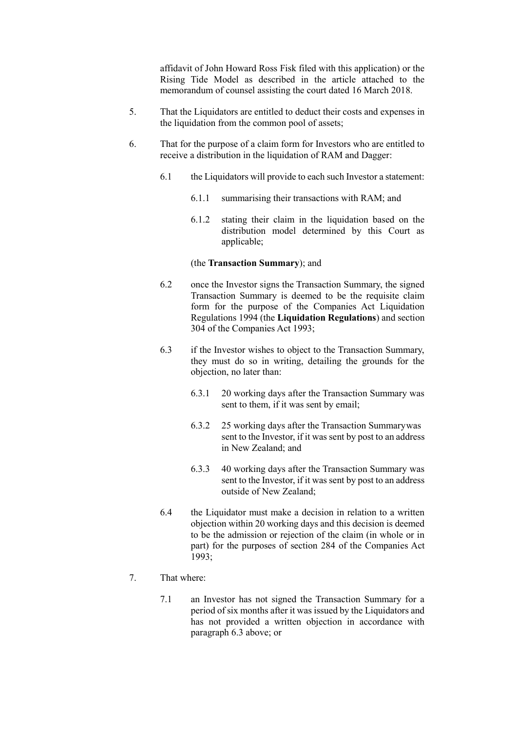affidavit of John Howard Ross Fisk filed with this application) or the Rising Tide Model as described in the article attached to the memorandum of counsel assisting the court dated 16 March 2018.

5. That the Liquidators are entitled to deduct their costs and expenses in the liquidation from the common pool of assets;

6. That for the purpose of a claim form for Investors who are entitled to receive a distribution in the liquidation of RAM and Dagger:

   6.1 the Liquidators will provide to each such Investor a statement:

      6.1.1 summarising their transactions with RAM; and

      6.1.2 stating their claim in the liquidation based on the distribution model determined by this Court as applicable;

   (the **Transaction Summary**); and

   6.2 once the Investor signs the Transaction Summary, the signed Transaction Summary is deemed to be the requisite claim form for the purpose of the Companies Act Liquidation Regulations 1994 (the **Liquidation Regulations**) and section 304 of the Companies Act 1993;

   6.3 if the Investor wishes to object to the Transaction Summary, they must do so in writing, detailing the grounds for the objection, no later than:

      6.3.1 20 working days after the Transaction Summary was sent to them, if it was sent by email;

      6.3.2 25 working days after the Transaction Summarywas sent to the Investor, if it was sent by post to an address in New Zealand; and

      6.3.3 40 working days after the Transaction Summary was sent to the Investor, if it was sent by post to an address outside of New Zealand;

   6.4 the Liquidator must make a decision in relation to a written objection within 20 working days and this decision is deemed to be the admission or rejection of the claim (in whole or in part) for the purposes of section 284 of the Companies Act 1993;

7. That where:

   7.1 an Investor has not signed the Transaction Summary for a period of six months after it was issued by the Liquidators and has not provided a written objection in accordance with paragraph 6.3 above; or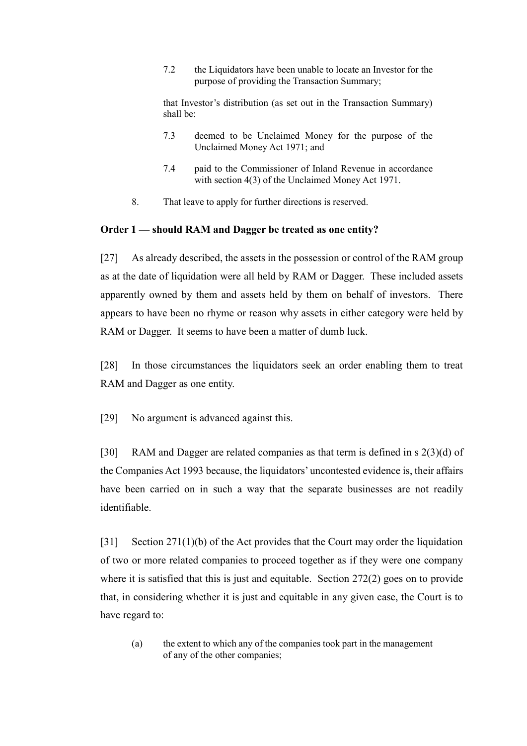7.2 the Liquidators have been unable to locate an Investor for the purpose of providing the Transaction Summary;

that Investor's distribution (as set out in the Transaction Summary) shall be:

7.3 deemed to be Unclaimed Money for the purpose of the Unclaimed Money Act 1971; and

7.4 paid to the Commissioner of Inland Revenue in accordance with section 4(3) of the Unclaimed Money Act 1971.

8. That leave to apply for further directions is reserved.

**Order 1 — should RAM and Dagger be treated as one entity?**

[27] As already described, the assets in the possession or control of the RAM group as at the date of liquidation were all held by RAM or Dagger. These included assets apparently owned by them and assets held by them on behalf of investors. There appears to have been no rhyme or reason why assets in either category were held by RAM or Dagger. It seems to have been a matter of dumb luck.

[28] In those circumstances the liquidators seek an order enabling them to treat RAM and Dagger as one entity.

[29] No argument is advanced against this.

[30] RAM and Dagger are related companies as that term is defined in s 2(3)(d) of the Companies Act 1993 because, the liquidators' uncontested evidence is, their affairs have been carried on in such a way that the separate businesses are not readily identifiable.

[31] Section 271(1)(b) of the Act provides that the Court may order the liquidation of two or more related companies to proceed together as if they were one company where it is satisfied that this is just and equitable. Section 272(2) goes on to provide that, in considering whether it is just and equitable in any given case, the Court is to have regard to:

(a) the extent to which any of the companies took part in the management of any of the other companies;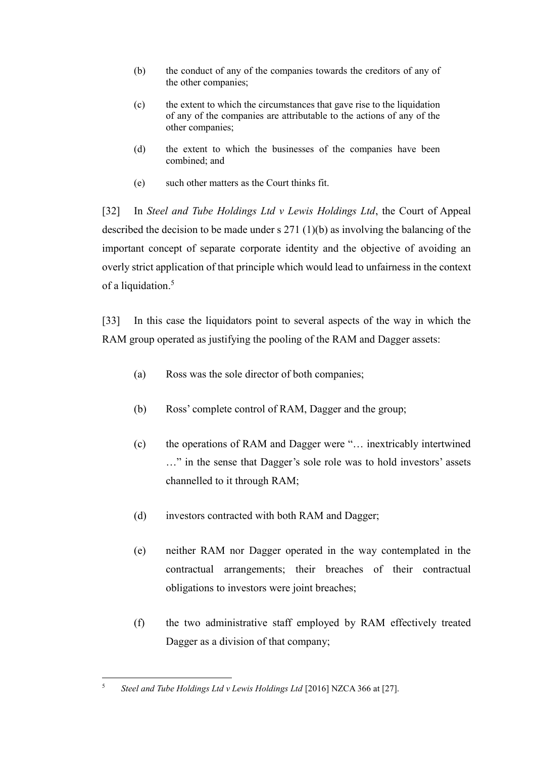(b) the conduct of any of the companies towards the creditors of any of the other companies;

(c) the extent to which the circumstances that gave rise to the liquidation of any of the companies are attributable to the actions of any of the other companies;

(d) the extent to which the businesses of the companies have been combined; and

(e) such other matters as the Court thinks fit.

[32] In *Steel and Tube Holdings Ltd v Lewis Holdings Ltd*, the Court of Appeal described the decision to be made under s 271 (1)(b) as involving the balancing of the important concept of separate corporate identity and the objective of avoiding an overly strict application of that principle which would lead to unfairness in the context of a liquidation.[5]

[33] In this case the liquidators point to several aspects of the way in which the RAM group operated as justifying the pooling of the RAM and Dagger assets:

(a) Ross was the sole director of both companies;

(b) Ross' complete control of RAM, Dagger and the group;

(c) the operations of RAM and Dagger were "… inextricably intertwined …" in the sense that Dagger's sole role was to hold investors' assets channelled to it through RAM;

(d) investors contracted with both RAM and Dagger;

(e) neither RAM nor Dagger operated in the way contemplated in the contractual arrangements; their breaches of their contractual obligations to investors were joint breaches;

(f) the two administrative staff employed by RAM effectively treated Dagger as a division of that company;

---

[5] *Steel and Tube Holdings Ltd v Lewis Holdings Ltd* [2016] NZCA 366 at [27].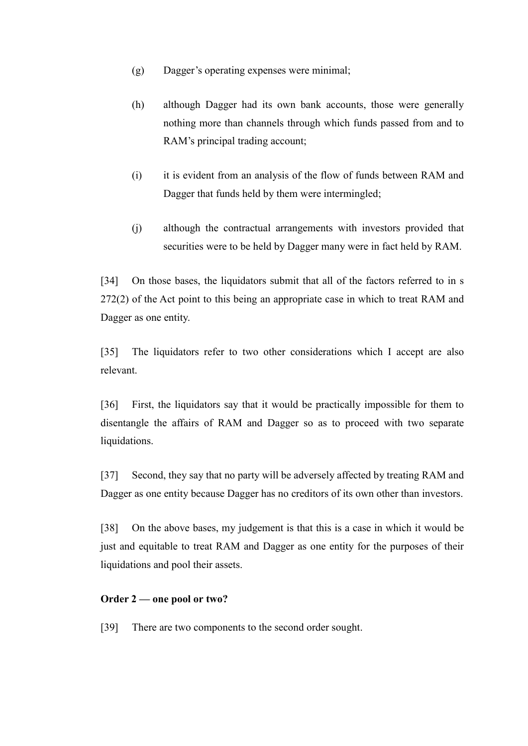(g) Dagger's operating expenses were minimal;

(h) although Dagger had its own bank accounts, those were generally nothing more than channels through which funds passed from and to RAM's principal trading account;

(i) it is evident from an analysis of the flow of funds between RAM and Dagger that funds held by them were intermingled;

(j) although the contractual arrangements with investors provided that securities were to be held by Dagger many were in fact held by RAM.

[34] On those bases, the liquidators submit that all of the factors referred to in s 272(2) of the Act point to this being an appropriate case in which to treat RAM and Dagger as one entity.

[35] The liquidators refer to two other considerations which I accept are also relevant.

[36] First, the liquidators say that it would be practically impossible for them to disentangle the affairs of RAM and Dagger so as to proceed with two separate liquidations.

[37] Second, they say that no party will be adversely affected by treating RAM and Dagger as one entity because Dagger has no creditors of its own other than investors.

[38] On the above bases, my judgement is that this is a case in which it would be just and equitable to treat RAM and Dagger as one entity for the purposes of their liquidations and pool their assets.

**Order 2 — one pool or two?**

[39] There are two components to the second order sought.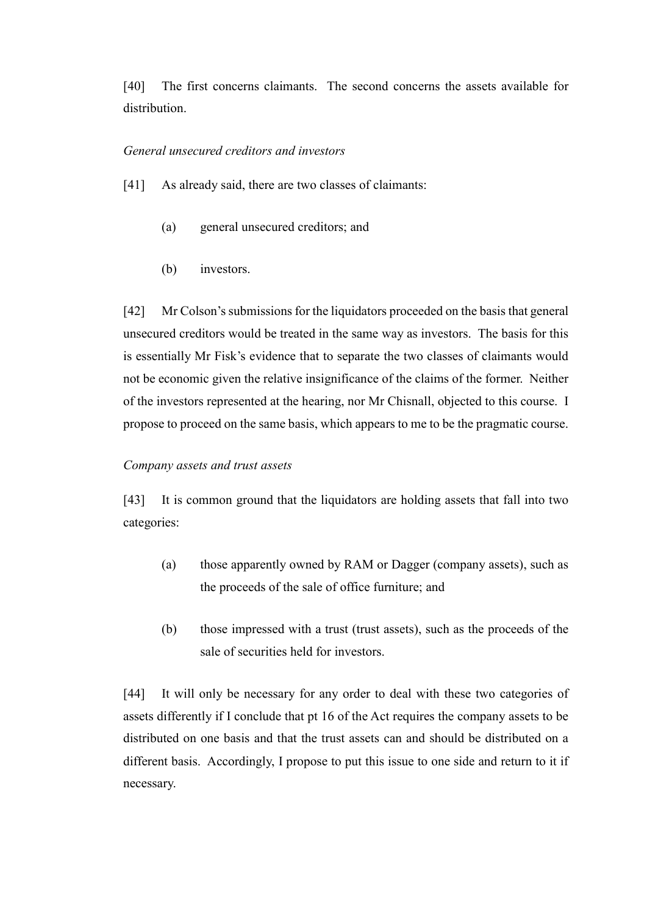[40] The first concerns claimants. The second concerns the assets available for distribution.

*General unsecured creditors and investors*

[41] As already said, there are two classes of claimants:

(a) general unsecured creditors; and

(b) investors.

[42] Mr Colson's submissions for the liquidators proceeded on the basis that general unsecured creditors would be treated in the same way as investors. The basis for this is essentially Mr Fisk's evidence that to separate the two classes of claimants would not be economic given the relative insignificance of the claims of the former. Neither of the investors represented at the hearing, nor Mr Chisnall, objected to this course. I propose to proceed on the same basis, which appears to me to be the pragmatic course.

*Company assets and trust assets*

[43] It is common ground that the liquidators are holding assets that fall into two categories:

(a) those apparently owned by RAM or Dagger (company assets), such as the proceeds of the sale of office furniture; and

(b) those impressed with a trust (trust assets), such as the proceeds of the sale of securities held for investors.

[44] It will only be necessary for any order to deal with these two categories of assets differently if I conclude that pt 16 of the Act requires the company assets to be distributed on one basis and that the trust assets can and should be distributed on a different basis. Accordingly, I propose to put this issue to one side and return to it if necessary.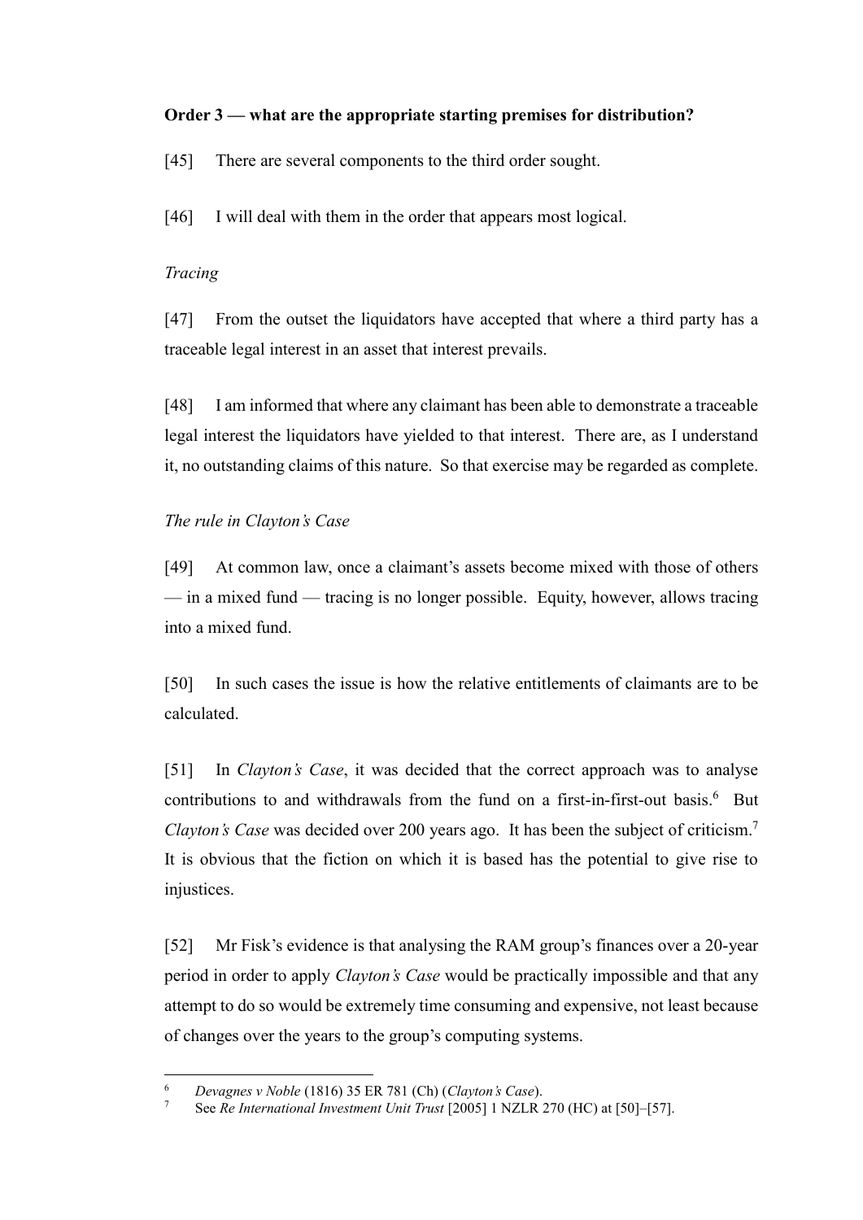**Order 3 — what are the appropriate starting premises for distribution?**

[45] There are several components to the third order sought.

[46] I will deal with them in the order that appears most logical.

*Tracing*

[47] From the outset the liquidators have accepted that where a third party has a traceable legal interest in an asset that interest prevails.

[48] I am informed that where any claimant has been able to demonstrate a traceable legal interest the liquidators have yielded to that interest. There are, as I understand it, no outstanding claims of this nature. So that exercise may be regarded as complete.

*The rule in Clayton's Case*

[49] At common law, once a claimant's assets become mixed with those of others — in a mixed fund — tracing is no longer possible. Equity, however, allows tracing into a mixed fund.

[50] In such cases the issue is how the relative entitlements of claimants are to be calculated.

[51] In *Clayton's Case*, it was decided that the correct approach was to analyse contributions to and withdrawals from the fund on a first-in-first-out basis.[6] But *Clayton's Case* was decided over 200 years ago. It has been the subject of criticism.[7] It is obvious that the fiction on which it is based has the potential to give rise to injustices.

[52] Mr Fisk's evidence is that analysing the RAM group's finances over a 20-year period in order to apply *Clayton's Case* would be practically impossible and that any attempt to do so would be extremely time consuming and expensive, not least because of changes over the years to the group's computing systems.

---

[6] *Devagnes v Noble* (1816) 35 ER 781 (Ch) (*Clayton's Case*).

[7] See *Re International Investment Unit Trust* [2005] 1 NZLR 270 (HC) at [50]–[57].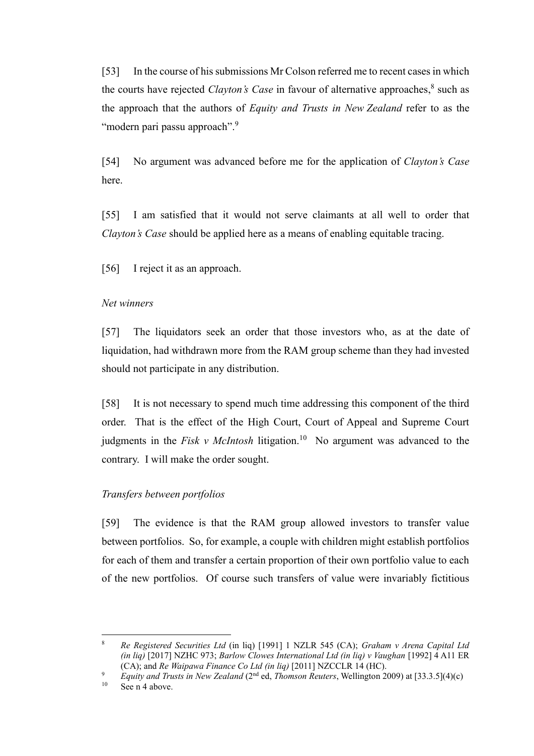[53] In the course of his submissions Mr Colson referred me to recent cases in which the courts have rejected *Clayton's Case* in favour of alternative approaches,[8] such as the approach that the authors of *Equity and Trusts in New Zealand* refer to as the "modern pari passu approach".[9]

[54] No argument was advanced before me for the application of *Clayton's Case* here.

[55] I am satisfied that it would not serve claimants at all well to order that *Clayton's Case* should be applied here as a means of enabling equitable tracing.

[56] I reject it as an approach.

*Net winners*

[57] The liquidators seek an order that those investors who, as at the date of liquidation, had withdrawn more from the RAM group scheme than they had invested should not participate in any distribution.

[58] It is not necessary to spend much time addressing this component of the third order. That is the effect of the High Court, Court of Appeal and Supreme Court judgments in the *Fisk v McIntosh* litigation.[10] No argument was advanced to the contrary. I will make the order sought.

*Transfers between portfolios*

[59] The evidence is that the RAM group allowed investors to transfer value between portfolios. So, for example, a couple with children might establish portfolios for each of them and transfer a certain proportion of their own portfolio value to each of the new portfolios. Of course such transfers of value were invariably fictitious

---

[8] *Re Registered Securities Ltd* (in liq) [1991] 1 NZLR 545 (CA); *Graham v Arena Capital Ltd (in liq)* [2017] NZHC 973; *Barlow Clowes International Ltd (in liq) v Vaughan* [1992] 4 A11 ER (CA); and *Re Waipawa Finance Co Ltd (in liq)* [2011] NZCCLR 14 (HC).

[9] *Equity and Trusts in New Zealand* (2nd ed, *Thomson Reuters*, Wellington 2009) at [33.3.5](4)(c)

[10] See n 4 above.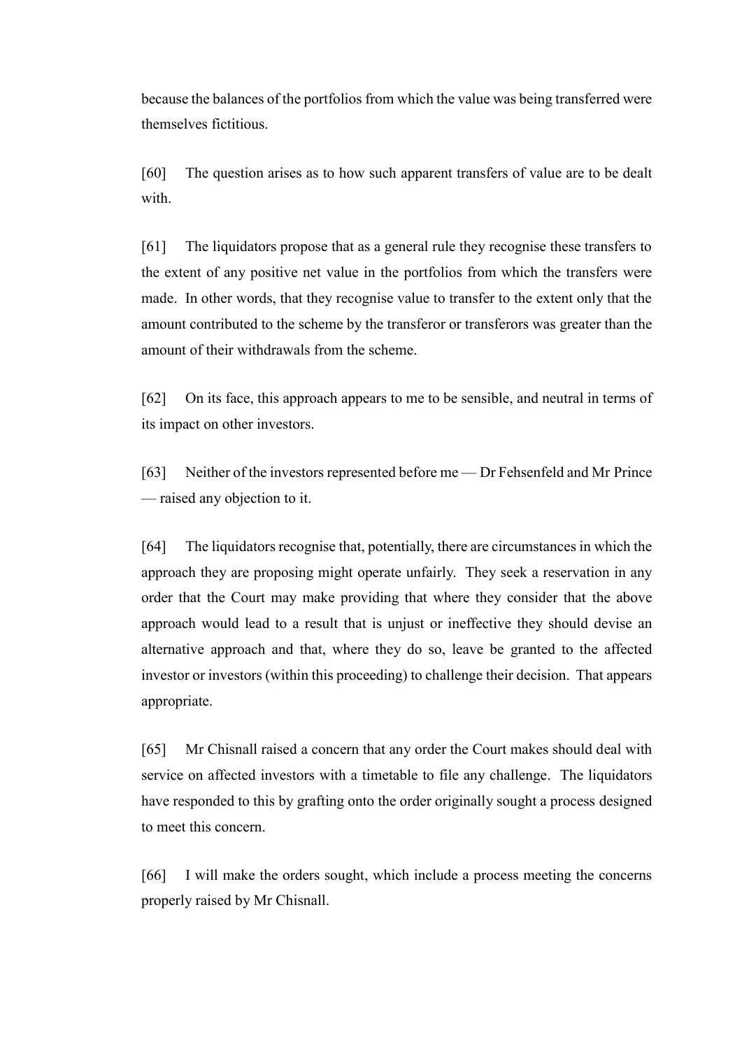because the balances of the portfolios from which the value was being transferred were themselves fictitious.

[60] The question arises as to how such apparent transfers of value are to be dealt with.

[61] The liquidators propose that as a general rule they recognise these transfers to the extent of any positive net value in the portfolios from which the transfers were made. In other words, that they recognise value to transfer to the extent only that the amount contributed to the scheme by the transferor or transferors was greater than the amount of their withdrawals from the scheme.

[62] On its face, this approach appears to me to be sensible, and neutral in terms of its impact on other investors.

[63] Neither of the investors represented before me — Dr Fehsenfeld and Mr Prince — raised any objection to it.

[64] The liquidators recognise that, potentially, there are circumstances in which the approach they are proposing might operate unfairly. They seek a reservation in any order that the Court may make providing that where they consider that the above approach would lead to a result that is unjust or ineffective they should devise an alternative approach and that, where they do so, leave be granted to the affected investor or investors (within this proceeding) to challenge their decision. That appears appropriate.

[65] Mr Chisnall raised a concern that any order the Court makes should deal with service on affected investors with a timetable to file any challenge. The liquidators have responded to this by grafting onto the order originally sought a process designed to meet this concern.

[66] I will make the orders sought, which include a process meeting the concerns properly raised by Mr Chisnall.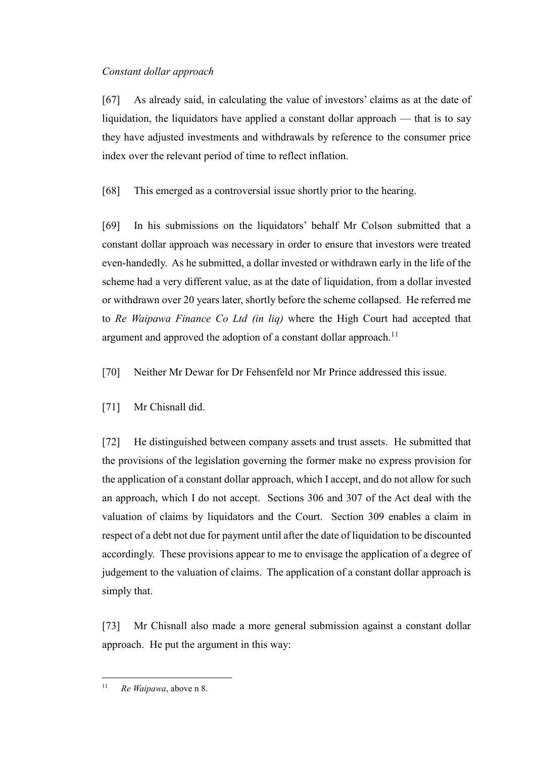*Constant dollar approach*

[67] As already said, in calculating the value of investors' claims as at the date of liquidation, the liquidators have applied a constant dollar approach — that is to say they have adjusted investments and withdrawals by reference to the consumer price index over the relevant period of time to reflect inflation.

[68] This emerged as a controversial issue shortly prior to the hearing.

[69] In his submissions on the liquidators' behalf Mr Colson submitted that a constant dollar approach was necessary in order to ensure that investors were treated even-handedly. As he submitted, a dollar invested or withdrawn early in the life of the scheme had a very different value, as at the date of liquidation, from a dollar invested or withdrawn over 20 years later, shortly before the scheme collapsed. He referred me to *Re Waipawa Finance Co Ltd (in liq)* where the High Court had accepted that argument and approved the adoption of a constant dollar approach.[11]

[70] Neither Mr Dewar for Dr Fehsenfeld nor Mr Prince addressed this issue.

[71] Mr Chisnall did.

[72] He distinguished between company assets and trust assets. He submitted that the provisions of the legislation governing the former make no express provision for the application of a constant dollar approach, which I accept, and do not allow for such an approach, which I do not accept. Sections 306 and 307 of the Act deal with the valuation of claims by liquidators and the Court. Section 309 enables a claim in respect of a debt not due for payment until after the date of liquidation to be discounted accordingly. These provisions appear to me to envisage the application of a degree of judgement to the valuation of claims. The application of a constant dollar approach is simply that.

[73] Mr Chisnall also made a more general submission against a constant dollar approach. He put the argument in this way:

---

[11] *Re Waipawa*, above n 8.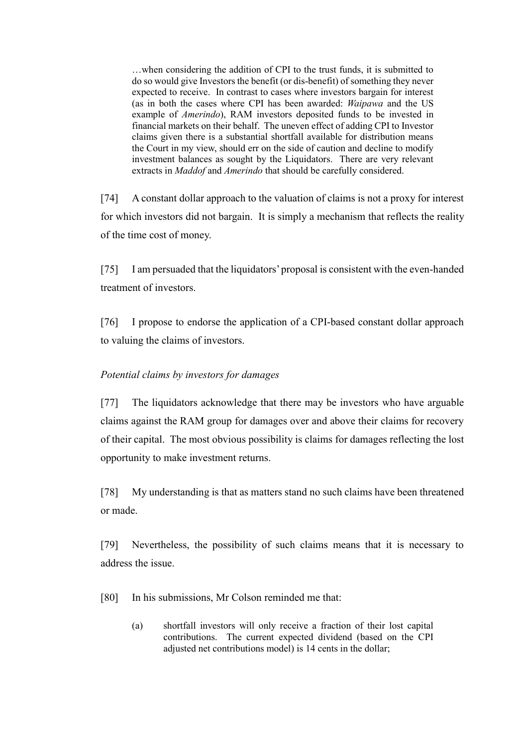> …when considering the addition of CPI to the trust funds, it is submitted to do so would give Investors the benefit (or dis-benefit) of something they never expected to receive. In contrast to cases where investors bargain for interest (as in both the cases where CPI has been awarded: *Waipawa* and the US example of *Amerindo*), RAM investors deposited funds to be invested in financial markets on their behalf. The uneven effect of adding CPI to Investor claims given there is a substantial shortfall available for distribution means the Court in my view, should err on the side of caution and decline to modify investment balances as sought by the Liquidators. There are very relevant extracts in *Maddof* and *Amerindo* that should be carefully considered.

[74] A constant dollar approach to the valuation of claims is not a proxy for interest for which investors did not bargain. It is simply a mechanism that reflects the reality of the time cost of money.

[75] I am persuaded that the liquidators' proposal is consistent with the even-handed treatment of investors.

[76] I propose to endorse the application of a CPI-based constant dollar approach to valuing the claims of investors.

*Potential claims by investors for damages*

[77] The liquidators acknowledge that there may be investors who have arguable claims against the RAM group for damages over and above their claims for recovery of their capital. The most obvious possibility is claims for damages reflecting the lost opportunity to make investment returns.

[78] My understanding is that as matters stand no such claims have been threatened or made.

[79] Nevertheless, the possibility of such claims means that it is necessary to address the issue.

[80] In his submissions, Mr Colson reminded me that:

> (a) shortfall investors will only receive a fraction of their lost capital contributions. The current expected dividend (based on the CPI adjusted net contributions model) is 14 cents in the dollar;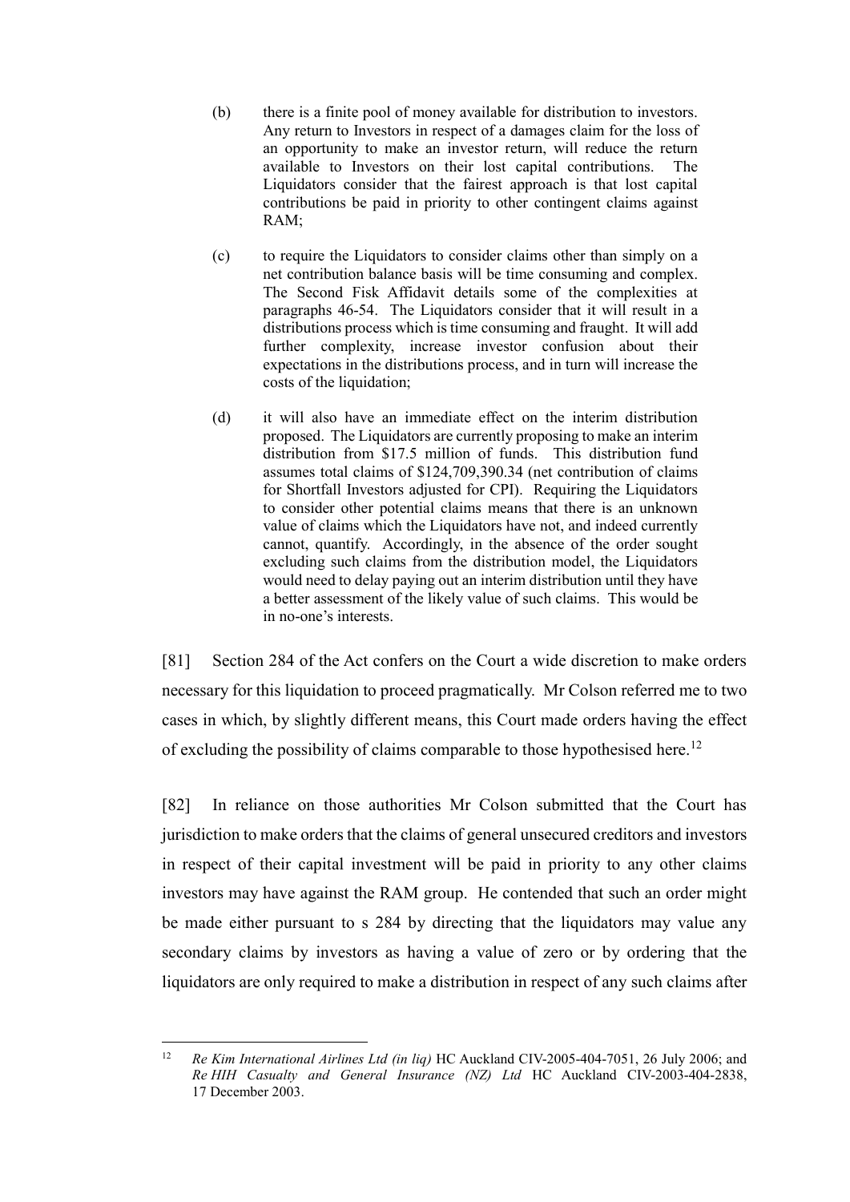(b) there is a finite pool of money available for distribution to investors. Any return to Investors in respect of a damages claim for the loss of an opportunity to make an investor return, will reduce the return available to Investors on their lost capital contributions. The Liquidators consider that the fairest approach is that lost capital contributions be paid in priority to other contingent claims against RAM;

(c) to require the Liquidators to consider claims other than simply on a net contribution balance basis will be time consuming and complex. The Second Fisk Affidavit details some of the complexities at paragraphs 46-54. The Liquidators consider that it will result in a distributions process which is time consuming and fraught. It will add further complexity, increase investor confusion about their expectations in the distributions process, and in turn will increase the costs of the liquidation;

(d) it will also have an immediate effect on the interim distribution proposed. The Liquidators are currently proposing to make an interim distribution from $17.5 million of funds. This distribution fund assumes total claims of $124,709,390.34 (net contribution of claims for Shortfall Investors adjusted for CPI). Requiring the Liquidators to consider other potential claims means that there is an unknown value of claims which the Liquidators have not, and indeed currently cannot, quantify. Accordingly, in the absence of the order sought excluding such claims from the distribution model, the Liquidators would need to delay paying out an interim distribution until they have a better assessment of the likely value of such claims. This would be in no-one's interests.

[81] Section 284 of the Act confers on the Court a wide discretion to make orders necessary for this liquidation to proceed pragmatically. Mr Colson referred me to two cases in which, by slightly different means, this Court made orders having the effect of excluding the possibility of claims comparable to those hypothesised here.[12]

[82] In reliance on those authorities Mr Colson submitted that the Court has jurisdiction to make orders that the claims of general unsecured creditors and investors in respect of their capital investment will be paid in priority to any other claims investors may have against the RAM group. He contended that such an order might be made either pursuant to s 284 by directing that the liquidators may value any secondary claims by investors as having a value of zero or by ordering that the liquidators are only required to make a distribution in respect of any such claims after

---

[12] *Re Kim International Airlines Ltd (in liq)* HC Auckland CIV-2005-404-7051, 26 July 2006; and *Re HIH Casualty and General Insurance (NZ) Ltd* HC Auckland CIV-2003-404-2838, 17 December 2003.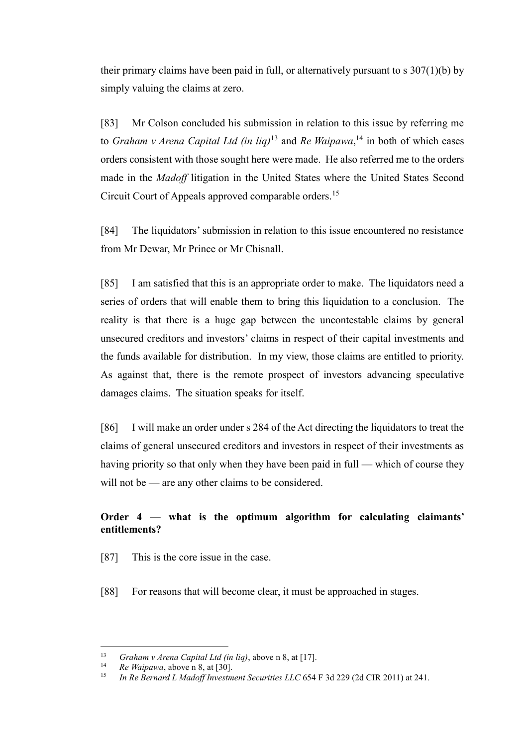their primary claims have been paid in full, or alternatively pursuant to s 307(1)(b) by simply valuing the claims at zero.

[83] Mr Colson concluded his submission in relation to this issue by referring me to *Graham v Arena Capital Ltd (in liq)*[13] and *Re Waipawa*,[14] in both of which cases orders consistent with those sought here were made. He also referred me to the orders made in the *Madoff* litigation in the United States where the United States Second Circuit Court of Appeals approved comparable orders.[15]

[84] The liquidators' submission in relation to this issue encountered no resistance from Mr Dewar, Mr Prince or Mr Chisnall.

[85] I am satisfied that this is an appropriate order to make. The liquidators need a series of orders that will enable them to bring this liquidation to a conclusion. The reality is that there is a huge gap between the uncontestable claims by general unsecured creditors and investors' claims in respect of their capital investments and the funds available for distribution. In my view, those claims are entitled to priority. As against that, there is the remote prospect of investors advancing speculative damages claims. The situation speaks for itself.

[86] I will make an order under s 284 of the Act directing the liquidators to treat the claims of general unsecured creditors and investors in respect of their investments as having priority so that only when they have been paid in full — which of course they will not be — are any other claims to be considered.

### Order 4 — what is the optimum algorithm for calculating claimants' entitlements?

[87] This is the core issue in the case.

[88] For reasons that will become clear, it must be approached in stages.

---

[13] *Graham v Arena Capital Ltd (in liq)*, above n 8, at [17].

[14] *Re Waipawa*, above n 8, at [30].

[15] *In Re Bernard L Madoff Investment Securities LLC* 654 F 3d 229 (2d CIR 2011) at 241.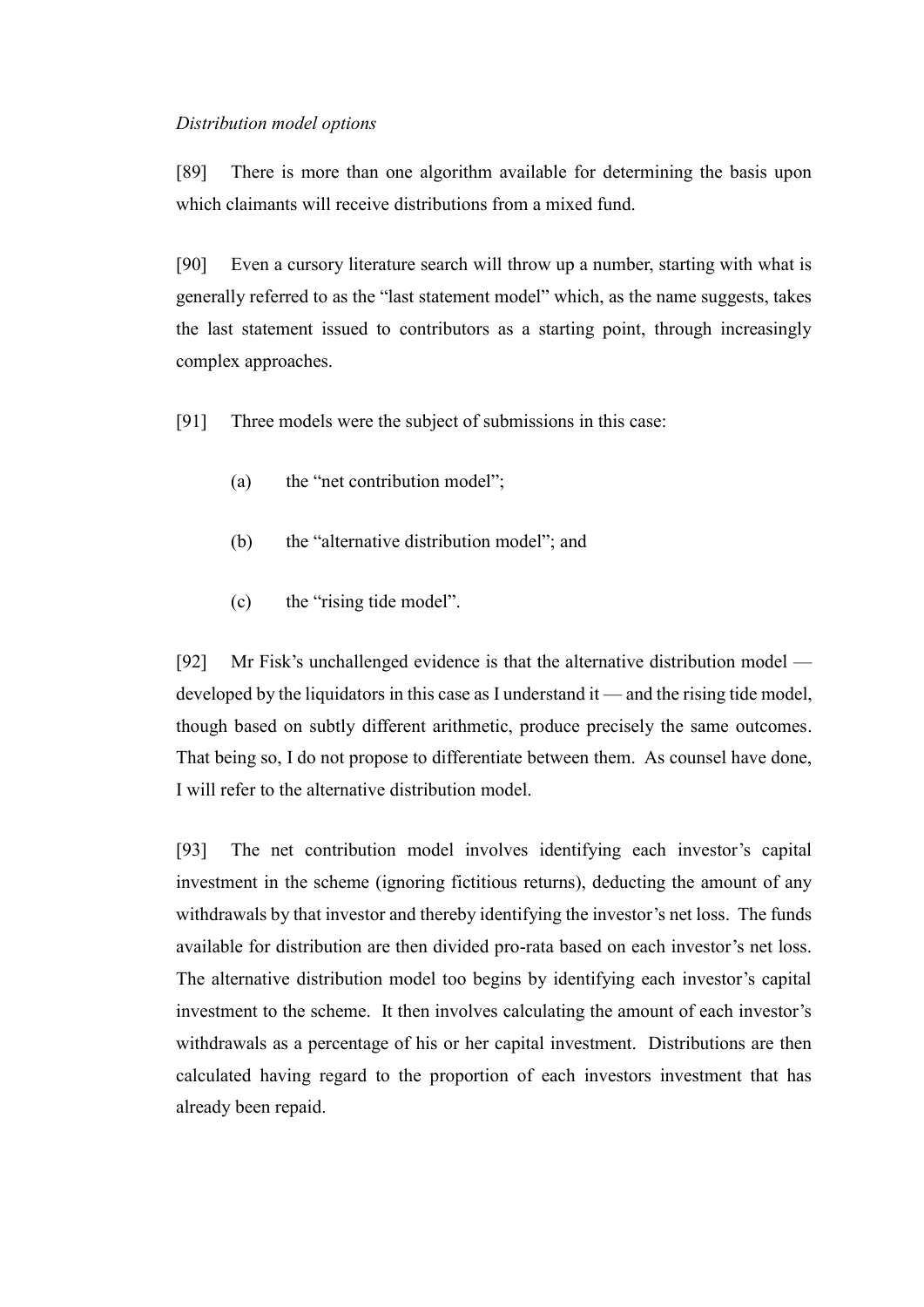*Distribution model options*

[89] There is more than one algorithm available for determining the basis upon which claimants will receive distributions from a mixed fund.

[90] Even a cursory literature search will throw up a number, starting with what is generally referred to as the "last statement model" which, as the name suggests, takes the last statement issued to contributors as a starting point, through increasingly complex approaches.

[91] Three models were the subject of submissions in this case:

(a) the "net contribution model";

(b) the "alternative distribution model"; and

(c) the "rising tide model".

[92] Mr Fisk's unchallenged evidence is that the alternative distribution model — developed by the liquidators in this case as I understand it — and the rising tide model, though based on subtly different arithmetic, produce precisely the same outcomes. That being so, I do not propose to differentiate between them. As counsel have done, I will refer to the alternative distribution model.

[93] The net contribution model involves identifying each investor's capital investment in the scheme (ignoring fictitious returns), deducting the amount of any withdrawals by that investor and thereby identifying the investor's net loss. The funds available for distribution are then divided pro-rata based on each investor's net loss. The alternative distribution model too begins by identifying each investor's capital investment to the scheme. It then involves calculating the amount of each investor's withdrawals as a percentage of his or her capital investment. Distributions are then calculated having regard to the proportion of each investors investment that has already been repaid.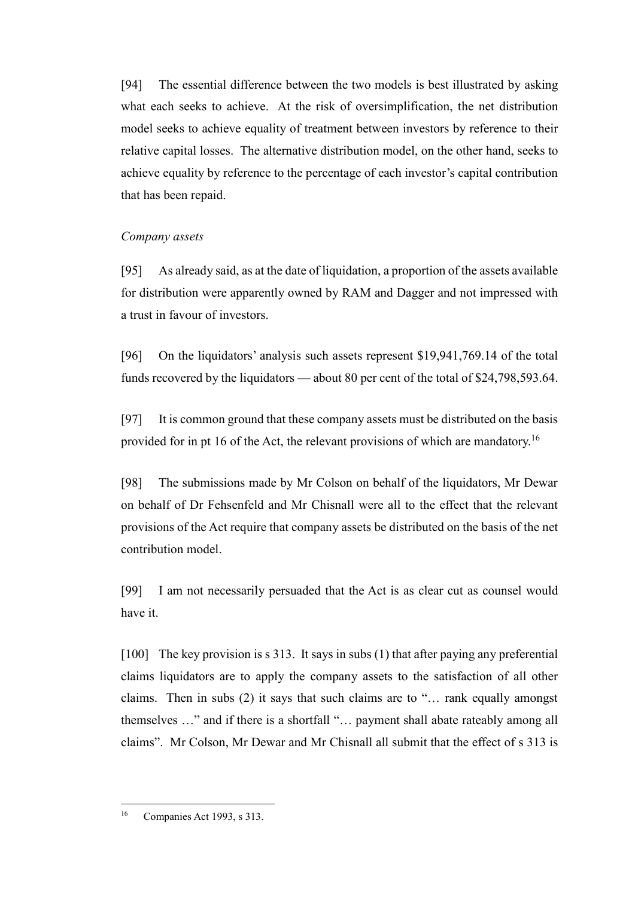[94] The essential difference between the two models is best illustrated by asking what each seeks to achieve. At the risk of oversimplification, the net distribution model seeks to achieve equality of treatment between investors by reference to their relative capital losses. The alternative distribution model, on the other hand, seeks to achieve equality by reference to the percentage of each investor's capital contribution that has been repaid.

*Company assets*

[95] As already said, as at the date of liquidation, a proportion of the assets available for distribution were apparently owned by RAM and Dagger and not impressed with a trust in favour of investors.

[96] On the liquidators' analysis such assets represent $19,941,769.14 of the total funds recovered by the liquidators — about 80 per cent of the total of $24,798,593.64.

[97] It is common ground that these company assets must be distributed on the basis provided for in pt 16 of the Act, the relevant provisions of which are mandatory.[16]

[98] The submissions made by Mr Colson on behalf of the liquidators, Mr Dewar on behalf of Dr Fehsenfeld and Mr Chisnall were all to the effect that the relevant provisions of the Act require that company assets be distributed on the basis of the net contribution model.

[99] I am not necessarily persuaded that the Act is as clear cut as counsel would have it.

[100] The key provision is s 313. It says in subs (1) that after paying any preferential claims liquidators are to apply the company assets to the satisfaction of all other claims. Then in subs (2) it says that such claims are to "… rank equally amongst themselves …" and if there is a shortfall "… payment shall abate rateably among all claims". Mr Colson, Mr Dewar and Mr Chisnall all submit that the effect of s 313 is

---

[16] Companies Act 1993, s 313.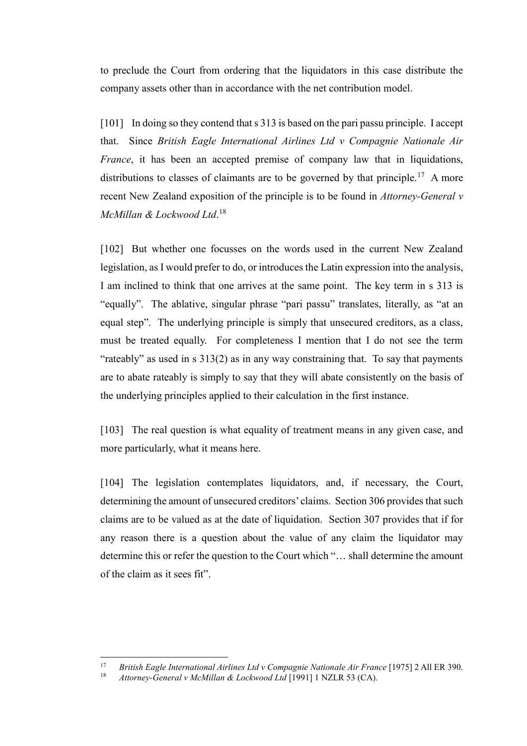to preclude the Court from ordering that the liquidators in this case distribute the company assets other than in accordance with the net contribution model.

[101] In doing so they contend that s 313 is based on the pari passu principle. I accept that. Since *British Eagle International Airlines Ltd v Compagnie Nationale Air France*, it has been an accepted premise of company law that in liquidations, distributions to classes of claimants are to be governed by that principle.[17] A more recent New Zealand exposition of the principle is to be found in *Attorney-General v McMillan & Lockwood Ltd*.[18]

[102] But whether one focusses on the words used in the current New Zealand legislation, as I would prefer to do, or introduces the Latin expression into the analysis, I am inclined to think that one arrives at the same point. The key term in s 313 is "equally". The ablative, singular phrase "pari passu" translates, literally, as "at an equal step". The underlying principle is simply that unsecured creditors, as a class, must be treated equally. For completeness I mention that I do not see the term "rateably" as used in s 313(2) as in any way constraining that. To say that payments are to abate rateably is simply to say that they will abate consistently on the basis of the underlying principles applied to their calculation in the first instance.

[103] The real question is what equality of treatment means in any given case, and more particularly, what it means here.

[104] The legislation contemplates liquidators, and, if necessary, the Court, determining the amount of unsecured creditors' claims. Section 306 provides that such claims are to be valued as at the date of liquidation. Section 307 provides that if for any reason there is a question about the value of any claim the liquidator may determine this or refer the question to the Court which "… shall determine the amount of the claim as it sees fit".

---

[17] *British Eagle International Airlines Ltd v Compagnie Nationale Air France* [1975] 2 All ER 390.

[18] *Attorney-General v McMillan & Lockwood Ltd* [1991] 1 NZLR 53 (CA).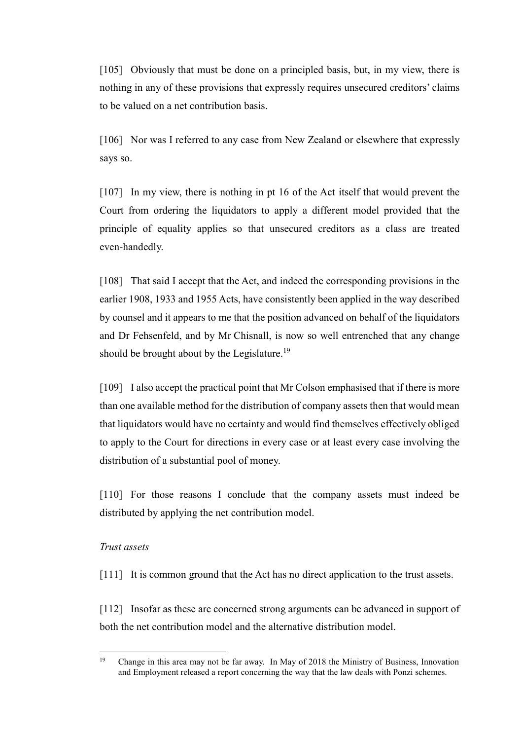[105] Obviously that must be done on a principled basis, but, in my view, there is nothing in any of these provisions that expressly requires unsecured creditors' claims to be valued on a net contribution basis.

[106] Nor was I referred to any case from New Zealand or elsewhere that expressly says so.

[107] In my view, there is nothing in pt 16 of the Act itself that would prevent the Court from ordering the liquidators to apply a different model provided that the principle of equality applies so that unsecured creditors as a class are treated even-handedly.

[108] That said I accept that the Act, and indeed the corresponding provisions in the earlier 1908, 1933 and 1955 Acts, have consistently been applied in the way described by counsel and it appears to me that the position advanced on behalf of the liquidators and Dr Fehsenfeld, and by Mr Chisnall, is now so well entrenched that any change should be brought about by the Legislature.[19]

[109] I also accept the practical point that Mr Colson emphasised that if there is more than one available method for the distribution of company assets then that would mean that liquidators would have no certainty and would find themselves effectively obliged to apply to the Court for directions in every case or at least every case involving the distribution of a substantial pool of money.

[110] For those reasons I conclude that the company assets must indeed be distributed by applying the net contribution model.

*Trust assets*

[111] It is common ground that the Act has no direct application to the trust assets.

[112] Insofar as these are concerned strong arguments can be advanced in support of both the net contribution model and the alternative distribution model.

---

[19] Change in this area may not be far away. In May of 2018 the Ministry of Business, Innovation and Employment released a report concerning the way that the law deals with Ponzi schemes.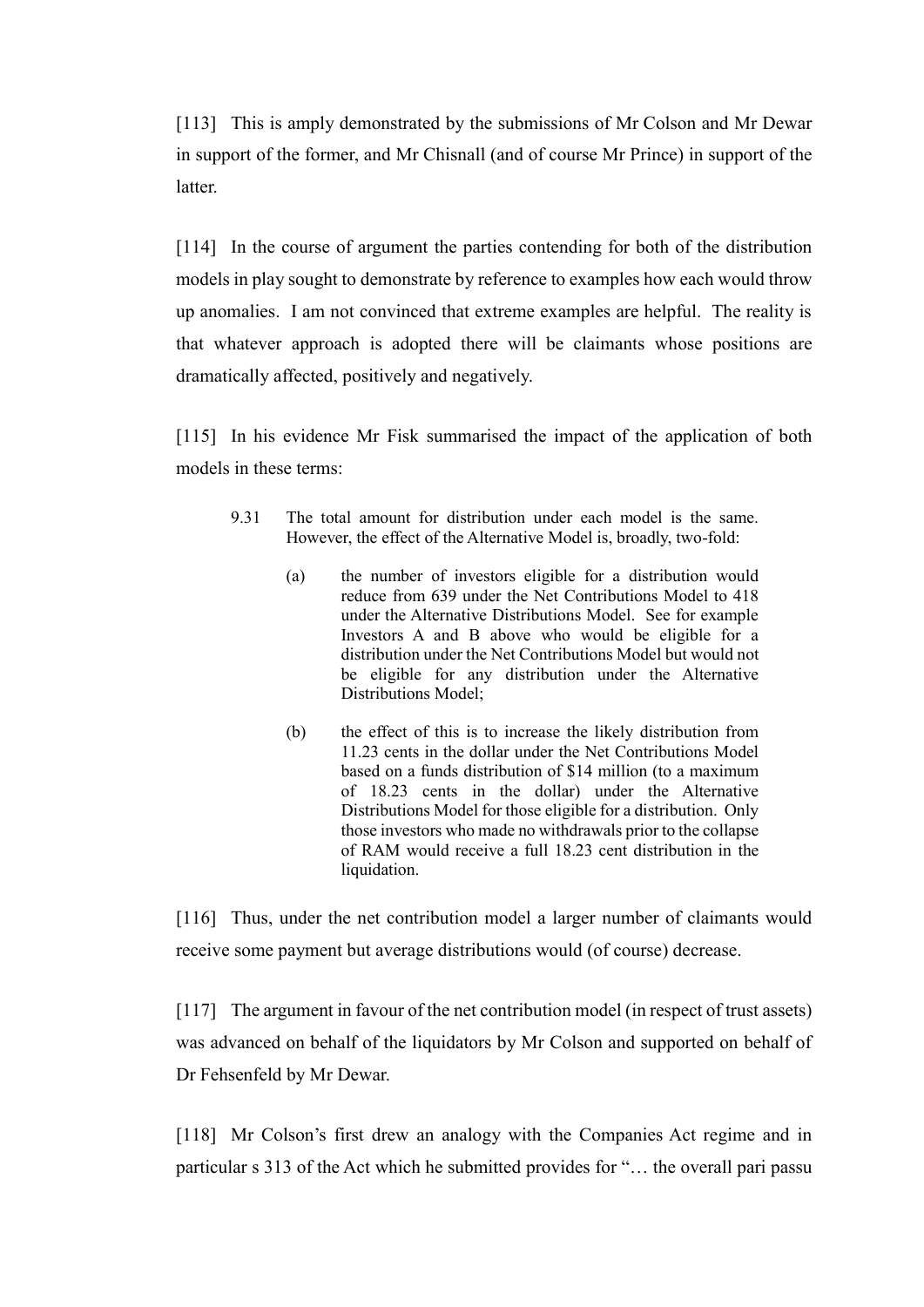[113] This is amply demonstrated by the submissions of Mr Colson and Mr Dewar in support of the former, and Mr Chisnall (and of course Mr Prince) in support of the latter.

[114] In the course of argument the parties contending for both of the distribution models in play sought to demonstrate by reference to examples how each would throw up anomalies. I am not convinced that extreme examples are helpful. The reality is that whatever approach is adopted there will be claimants whose positions are dramatically affected, positively and negatively.

[115] In his evidence Mr Fisk summarised the impact of the application of both models in these terms:

> 9.31 The total amount for distribution under each model is the same. However, the effect of the Alternative Model is, broadly, two-fold:
>
> (a) the number of investors eligible for a distribution would reduce from 639 under the Net Contributions Model to 418 under the Alternative Distributions Model. See for example Investors A and B above who would be eligible for a distribution under the Net Contributions Model but would not be eligible for any distribution under the Alternative Distributions Model;
>
> (b) the effect of this is to increase the likely distribution from 11.23 cents in the dollar under the Net Contributions Model based on a funds distribution of $14 million (to a maximum of 18.23 cents in the dollar) under the Alternative Distributions Model for those eligible for a distribution. Only those investors who made no withdrawals prior to the collapse of RAM would receive a full 18.23 cent distribution in the liquidation.

[116] Thus, under the net contribution model a larger number of claimants would receive some payment but average distributions would (of course) decrease.

[117] The argument in favour of the net contribution model (in respect of trust assets) was advanced on behalf of the liquidators by Mr Colson and supported on behalf of Dr Fehsenfeld by Mr Dewar.

[118] Mr Colson's first drew an analogy with the Companies Act regime and in particular s 313 of the Act which he submitted provides for "… the overall pari passu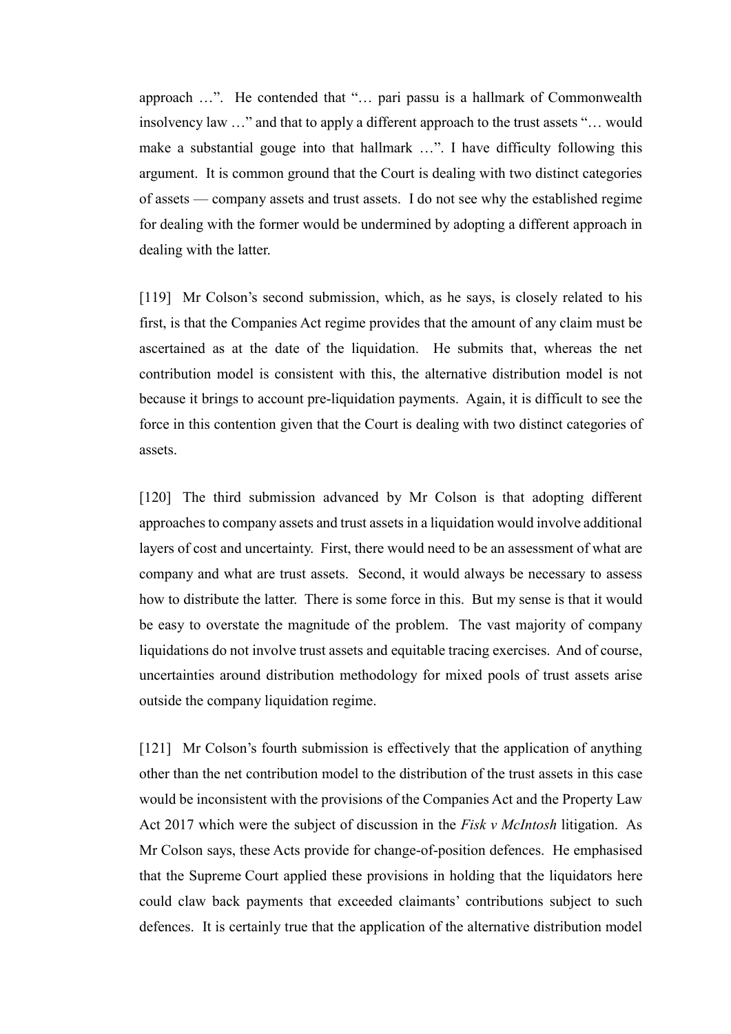approach …". He contended that "… pari passu is a hallmark of Commonwealth insolvency law …" and that to apply a different approach to the trust assets "… would make a substantial gouge into that hallmark …". I have difficulty following this argument. It is common ground that the Court is dealing with two distinct categories of assets — company assets and trust assets. I do not see why the established regime for dealing with the former would be undermined by adopting a different approach in dealing with the latter.

[119] Mr Colson's second submission, which, as he says, is closely related to his first, is that the Companies Act regime provides that the amount of any claim must be ascertained as at the date of the liquidation. He submits that, whereas the net contribution model is consistent with this, the alternative distribution model is not because it brings to account pre-liquidation payments. Again, it is difficult to see the force in this contention given that the Court is dealing with two distinct categories of assets.

[120] The third submission advanced by Mr Colson is that adopting different approaches to company assets and trust assets in a liquidation would involve additional layers of cost and uncertainty. First, there would need to be an assessment of what are company and what are trust assets. Second, it would always be necessary to assess how to distribute the latter. There is some force in this. But my sense is that it would be easy to overstate the magnitude of the problem. The vast majority of company liquidations do not involve trust assets and equitable tracing exercises. And of course, uncertainties around distribution methodology for mixed pools of trust assets arise outside the company liquidation regime.

[121] Mr Colson's fourth submission is effectively that the application of anything other than the net contribution model to the distribution of the trust assets in this case would be inconsistent with the provisions of the Companies Act and the Property Law Act 2017 which were the subject of discussion in the *Fisk v McIntosh* litigation. As Mr Colson says, these Acts provide for change-of-position defences. He emphasised that the Supreme Court applied these provisions in holding that the liquidators here could claw back payments that exceeded claimants' contributions subject to such defences. It is certainly true that the application of the alternative distribution model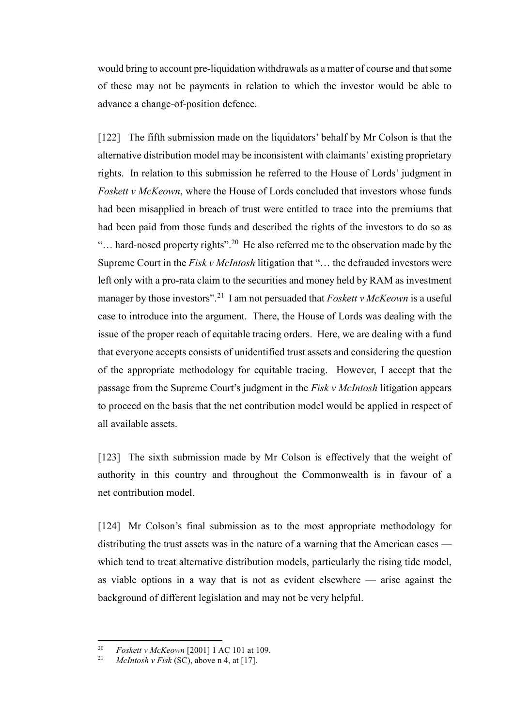would bring to account pre-liquidation withdrawals as a matter of course and that some of these may not be payments in relation to which the investor would be able to advance a change-of-position defence.

[122] The fifth submission made on the liquidators' behalf by Mr Colson is that the alternative distribution model may be inconsistent with claimants' existing proprietary rights. In relation to this submission he referred to the House of Lords' judgment in *Foskett v McKeown*, where the House of Lords concluded that investors whose funds had been misapplied in breach of trust were entitled to trace into the premiums that had been paid from those funds and described the rights of the investors to do so as "… hard-nosed property rights".[20] He also referred me to the observation made by the Supreme Court in the *Fisk v McIntosh* litigation that "… the defrauded investors were left only with a pro-rata claim to the securities and money held by RAM as investment manager by those investors".[21] I am not persuaded that *Foskett v McKeown* is a useful case to introduce into the argument. There, the House of Lords was dealing with the issue of the proper reach of equitable tracing orders. Here, we are dealing with a fund that everyone accepts consists of unidentified trust assets and considering the question of the appropriate methodology for equitable tracing. However, I accept that the passage from the Supreme Court's judgment in the *Fisk v McIntosh* litigation appears to proceed on the basis that the net contribution model would be applied in respect of all available assets.

[123] The sixth submission made by Mr Colson is effectively that the weight of authority in this country and throughout the Commonwealth is in favour of a net contribution model.

[124] Mr Colson's final submission as to the most appropriate methodology for distributing the trust assets was in the nature of a warning that the American cases — which tend to treat alternative distribution models, particularly the rising tide model, as viable options in a way that is not as evident elsewhere — arise against the background of different legislation and may not be very helpful.

---

[20] *Foskett v McKeown* [2001] 1 AC 101 at 109.

[21] *McIntosh v Fisk* (SC), above n 4, at [17].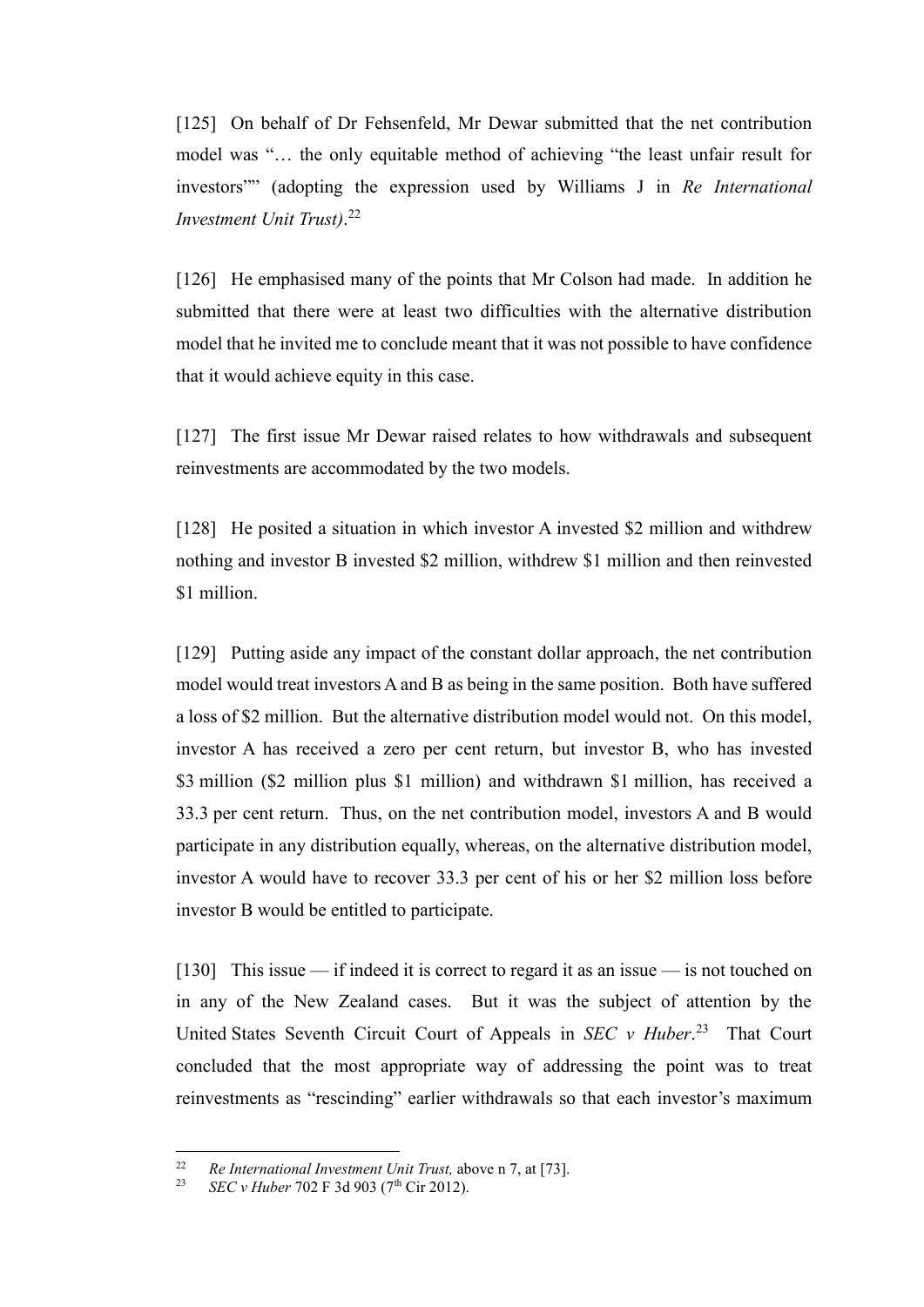[125] On behalf of Dr Fehsenfeld, Mr Dewar submitted that the net contribution model was "… the only equitable method of achieving "the least unfair result for investors"" (adopting the expression used by Williams J in *Re International Investment Unit Trust)*.[22]

[126] He emphasised many of the points that Mr Colson had made. In addition he submitted that there were at least two difficulties with the alternative distribution model that he invited me to conclude meant that it was not possible to have confidence that it would achieve equity in this case.

[127] The first issue Mr Dewar raised relates to how withdrawals and subsequent reinvestments are accommodated by the two models.

[128] He posited a situation in which investor A invested \$2 million and withdrew nothing and investor B invested \$2 million, withdrew \$1 million and then reinvested \$1 million.

[129] Putting aside any impact of the constant dollar approach, the net contribution model would treat investors A and B as being in the same position. Both have suffered a loss of \$2 million. But the alternative distribution model would not. On this model, investor A has received a zero per cent return, but investor B, who has invested \$3 million (\$2 million plus \$1 million) and withdrawn \$1 million, has received a 33.3 per cent return. Thus, on the net contribution model, investors A and B would participate in any distribution equally, whereas, on the alternative distribution model, investor A would have to recover 33.3 per cent of his or her \$2 million loss before investor B would be entitled to participate.

[130] This issue — if indeed it is correct to regard it as an issue — is not touched on in any of the New Zealand cases. But it was the subject of attention by the United States Seventh Circuit Court of Appeals in *SEC v Huber*.[23] That Court concluded that the most appropriate way of addressing the point was to treat reinvestments as "rescinding" earlier withdrawals so that each investor's maximum

---

[22] *Re International Investment Unit Trust,* above n 7, at [73].

[23] *SEC v Huber* 702 F 3d 903 (7th Cir 2012).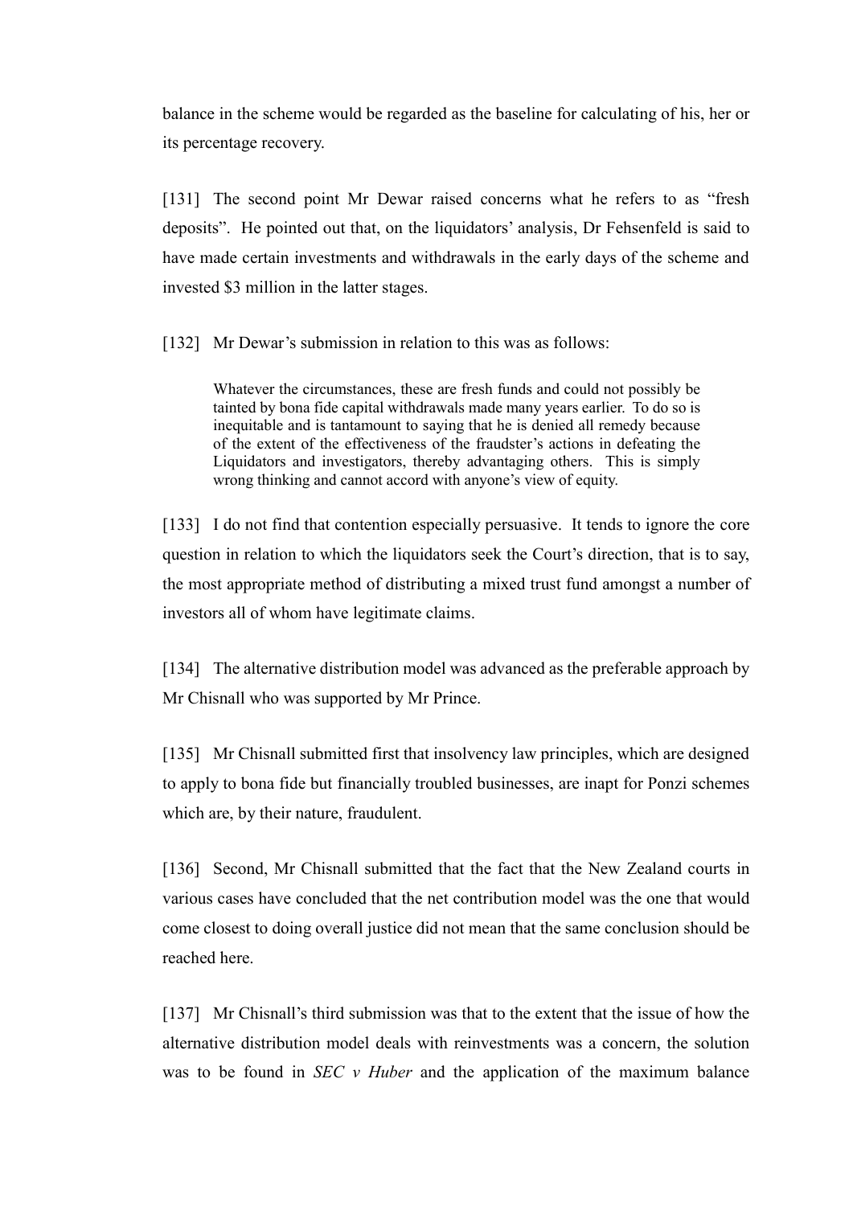balance in the scheme would be regarded as the baseline for calculating of his, her or its percentage recovery.

[131] The second point Mr Dewar raised concerns what he refers to as "fresh deposits". He pointed out that, on the liquidators' analysis, Dr Fehsenfeld is said to have made certain investments and withdrawals in the early days of the scheme and invested $3 million in the latter stages.

[132] Mr Dewar's submission in relation to this was as follows:

> Whatever the circumstances, these are fresh funds and could not possibly be tainted by bona fide capital withdrawals made many years earlier. To do so is inequitable and is tantamount to saying that he is denied all remedy because of the extent of the effectiveness of the fraudster's actions in defeating the Liquidators and investigators, thereby advantaging others. This is simply wrong thinking and cannot accord with anyone's view of equity.

[133] I do not find that contention especially persuasive. It tends to ignore the core question in relation to which the liquidators seek the Court's direction, that is to say, the most appropriate method of distributing a mixed trust fund amongst a number of investors all of whom have legitimate claims.

[134] The alternative distribution model was advanced as the preferable approach by Mr Chisnall who was supported by Mr Prince.

[135] Mr Chisnall submitted first that insolvency law principles, which are designed to apply to bona fide but financially troubled businesses, are inapt for Ponzi schemes which are, by their nature, fraudulent.

[136] Second, Mr Chisnall submitted that the fact that the New Zealand courts in various cases have concluded that the net contribution model was the one that would come closest to doing overall justice did not mean that the same conclusion should be reached here.

[137] Mr Chisnall's third submission was that to the extent that the issue of how the alternative distribution model deals with reinvestments was a concern, the solution was to be found in *SEC v Huber* and the application of the maximum balance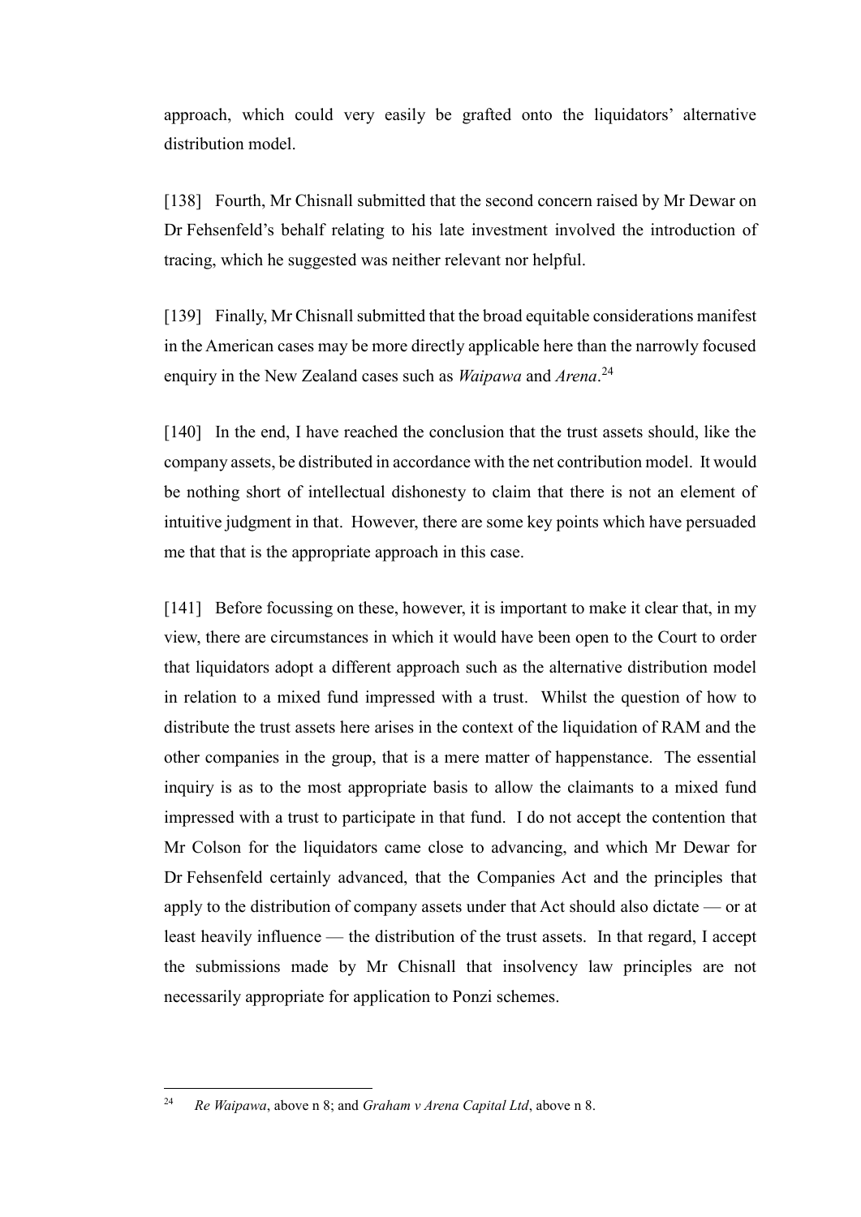approach, which could very easily be grafted onto the liquidators' alternative distribution model.

[138] Fourth, Mr Chisnall submitted that the second concern raised by Mr Dewar on Dr Fehsenfeld's behalf relating to his late investment involved the introduction of tracing, which he suggested was neither relevant nor helpful.

[139] Finally, Mr Chisnall submitted that the broad equitable considerations manifest in the American cases may be more directly applicable here than the narrowly focused enquiry in the New Zealand cases such as *Waipawa* and *Arena*.[24]

[140] In the end, I have reached the conclusion that the trust assets should, like the company assets, be distributed in accordance with the net contribution model. It would be nothing short of intellectual dishonesty to claim that there is not an element of intuitive judgment in that. However, there are some key points which have persuaded me that that is the appropriate approach in this case.

[141] Before focussing on these, however, it is important to make it clear that, in my view, there are circumstances in which it would have been open to the Court to order that liquidators adopt a different approach such as the alternative distribution model in relation to a mixed fund impressed with a trust. Whilst the question of how to distribute the trust assets here arises in the context of the liquidation of RAM and the other companies in the group, that is a mere matter of happenstance. The essential inquiry is as to the most appropriate basis to allow the claimants to a mixed fund impressed with a trust to participate in that fund. I do not accept the contention that Mr Colson for the liquidators came close to advancing, and which Mr Dewar for Dr Fehsenfeld certainly advanced, that the Companies Act and the principles that apply to the distribution of company assets under that Act should also dictate — or at least heavily influence — the distribution of the trust assets. In that regard, I accept the submissions made by Mr Chisnall that insolvency law principles are not necessarily appropriate for application to Ponzi schemes.

---

[24] *Re Waipawa*, above n 8; and *Graham v Arena Capital Ltd*, above n 8.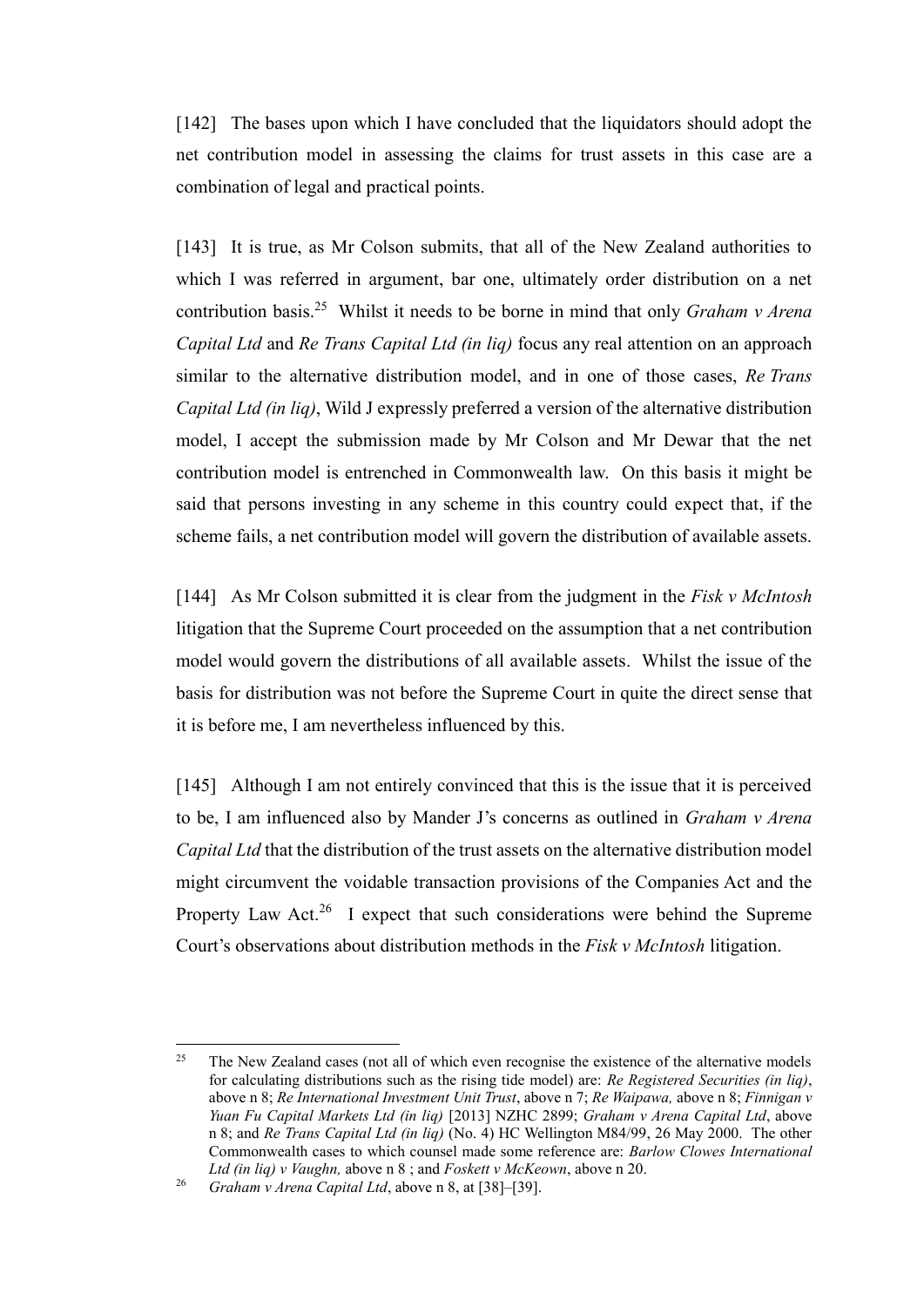[142] The bases upon which I have concluded that the liquidators should adopt the net contribution model in assessing the claims for trust assets in this case are a combination of legal and practical points.

[143] It is true, as Mr Colson submits, that all of the New Zealand authorities to which I was referred in argument, bar one, ultimately order distribution on a net contribution basis.[25] Whilst it needs to be borne in mind that only *Graham v Arena Capital Ltd* and *Re Trans Capital Ltd (in liq)* focus any real attention on an approach similar to the alternative distribution model, and in one of those cases, *Re Trans Capital Ltd (in liq)*, Wild J expressly preferred a version of the alternative distribution model, I accept the submission made by Mr Colson and Mr Dewar that the net contribution model is entrenched in Commonwealth law. On this basis it might be said that persons investing in any scheme in this country could expect that, if the scheme fails, a net contribution model will govern the distribution of available assets.

[144] As Mr Colson submitted it is clear from the judgment in the *Fisk v McIntosh* litigation that the Supreme Court proceeded on the assumption that a net contribution model would govern the distributions of all available assets. Whilst the issue of the basis for distribution was not before the Supreme Court in quite the direct sense that it is before me, I am nevertheless influenced by this.

[145] Although I am not entirely convinced that this is the issue that it is perceived to be, I am influenced also by Mander J's concerns as outlined in *Graham v Arena Capital Ltd* that the distribution of the trust assets on the alternative distribution model might circumvent the voidable transaction provisions of the Companies Act and the Property Law Act.[26] I expect that such considerations were behind the Supreme Court's observations about distribution methods in the *Fisk v McIntosh* litigation.

---

[25] The New Zealand cases (not all of which even recognise the existence of the alternative models for calculating distributions such as the rising tide model) are: *Re Registered Securities (in liq)*, above n 8; *Re International Investment Unit Trust*, above n 7; *Re Waipawa,* above n 8; *Finnigan v Yuan Fu Capital Markets Ltd (in liq)* [2013] NZHC 2899; *Graham v Arena Capital Ltd*, above n 8; and *Re Trans Capital Ltd (in liq)* (No. 4) HC Wellington M84/99, 26 May 2000. The other Commonwealth cases to which counsel made some reference are: *Barlow Clowes International Ltd (in liq) v Vaughn,* above n 8 ; and *Foskett v McKeown*, above n 20.

[26] *Graham v Arena Capital Ltd*, above n 8, at [38]–[39].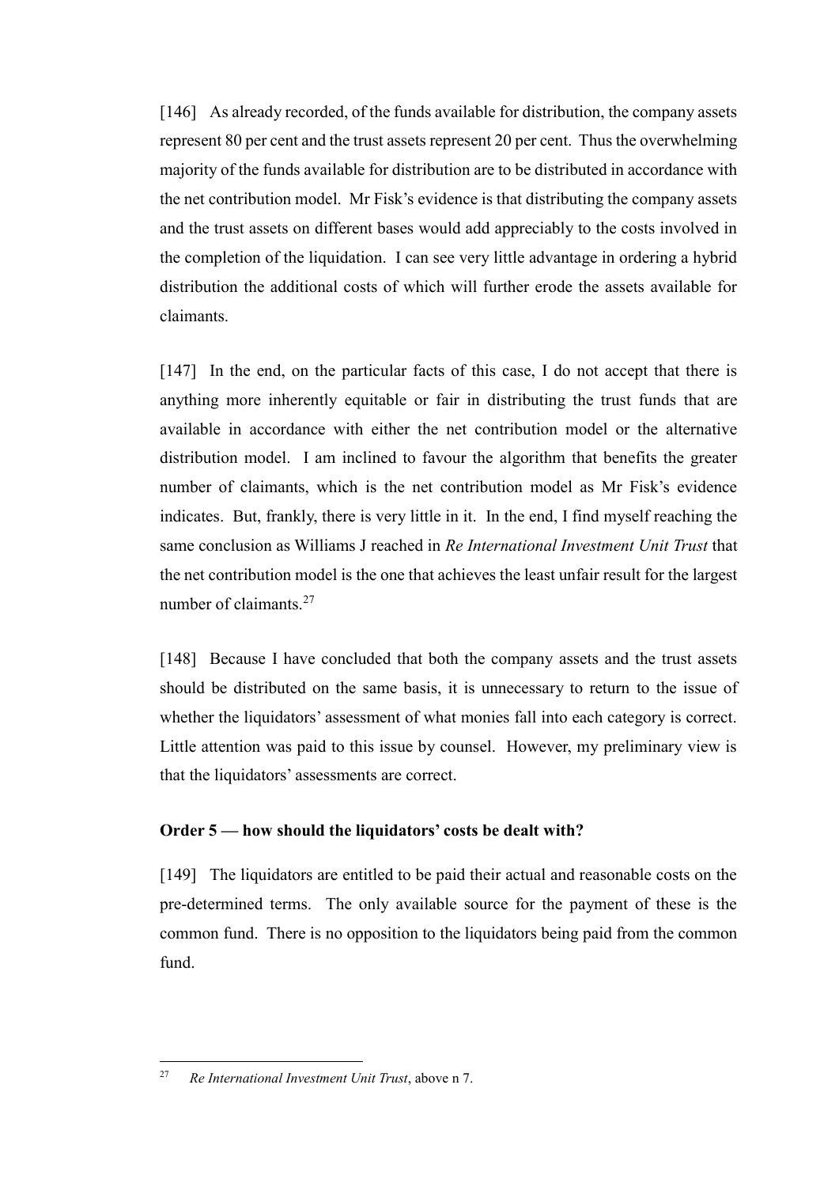[146] As already recorded, of the funds available for distribution, the company assets represent 80 per cent and the trust assets represent 20 per cent. Thus the overwhelming majority of the funds available for distribution are to be distributed in accordance with the net contribution model. Mr Fisk's evidence is that distributing the company assets and the trust assets on different bases would add appreciably to the costs involved in the completion of the liquidation. I can see very little advantage in ordering a hybrid distribution the additional costs of which will further erode the assets available for claimants.

[147] In the end, on the particular facts of this case, I do not accept that there is anything more inherently equitable or fair in distributing the trust funds that are available in accordance with either the net contribution model or the alternative distribution model. I am inclined to favour the algorithm that benefits the greater number of claimants, which is the net contribution model as Mr Fisk's evidence indicates. But, frankly, there is very little in it. In the end, I find myself reaching the same conclusion as Williams J reached in *Re International Investment Unit Trust* that the net contribution model is the one that achieves the least unfair result for the largest number of claimants.[27]

[148] Because I have concluded that both the company assets and the trust assets should be distributed on the same basis, it is unnecessary to return to the issue of whether the liquidators' assessment of what monies fall into each category is correct. Little attention was paid to this issue by counsel. However, my preliminary view is that the liquidators' assessments are correct.

### Order 5 — how should the liquidators' costs be dealt with?

[149] The liquidators are entitled to be paid their actual and reasonable costs on the pre-determined terms. The only available source for the payment of these is the common fund. There is no opposition to the liquidators being paid from the common fund.

---

[27] *Re International Investment Unit Trust*, above n 7.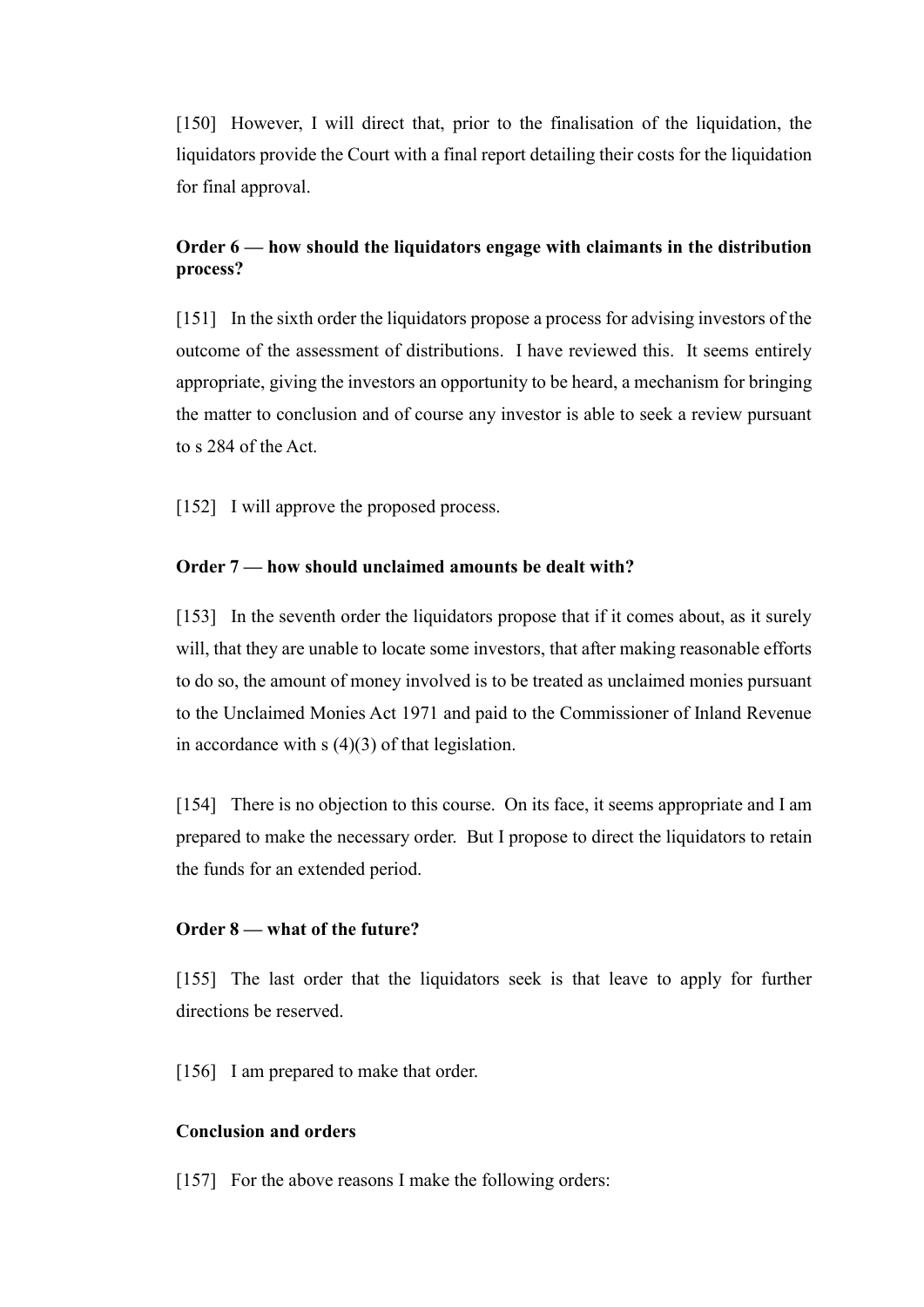[150] However, I will direct that, prior to the finalisation of the liquidation, the liquidators provide the Court with a final report detailing their costs for the liquidation for final approval.

### Order 6 — how should the liquidators engage with claimants in the distribution process?

[151] In the sixth order the liquidators propose a process for advising investors of the outcome of the assessment of distributions. I have reviewed this. It seems entirely appropriate, giving the investors an opportunity to be heard, a mechanism for bringing the matter to conclusion and of course any investor is able to seek a review pursuant to s 284 of the Act.

[152] I will approve the proposed process.

### Order 7 — how should unclaimed amounts be dealt with?

[153] In the seventh order the liquidators propose that if it comes about, as it surely will, that they are unable to locate some investors, that after making reasonable efforts to do so, the amount of money involved is to be treated as unclaimed monies pursuant to the Unclaimed Monies Act 1971 and paid to the Commissioner of Inland Revenue in accordance with s (4)(3) of that legislation.

[154] There is no objection to this course. On its face, it seems appropriate and I am prepared to make the necessary order. But I propose to direct the liquidators to retain the funds for an extended period.

### Order 8 — what of the future?

[155] The last order that the liquidators seek is that leave to apply for further directions be reserved.

[156] I am prepared to make that order.

### Conclusion and orders

[157] For the above reasons I make the following orders: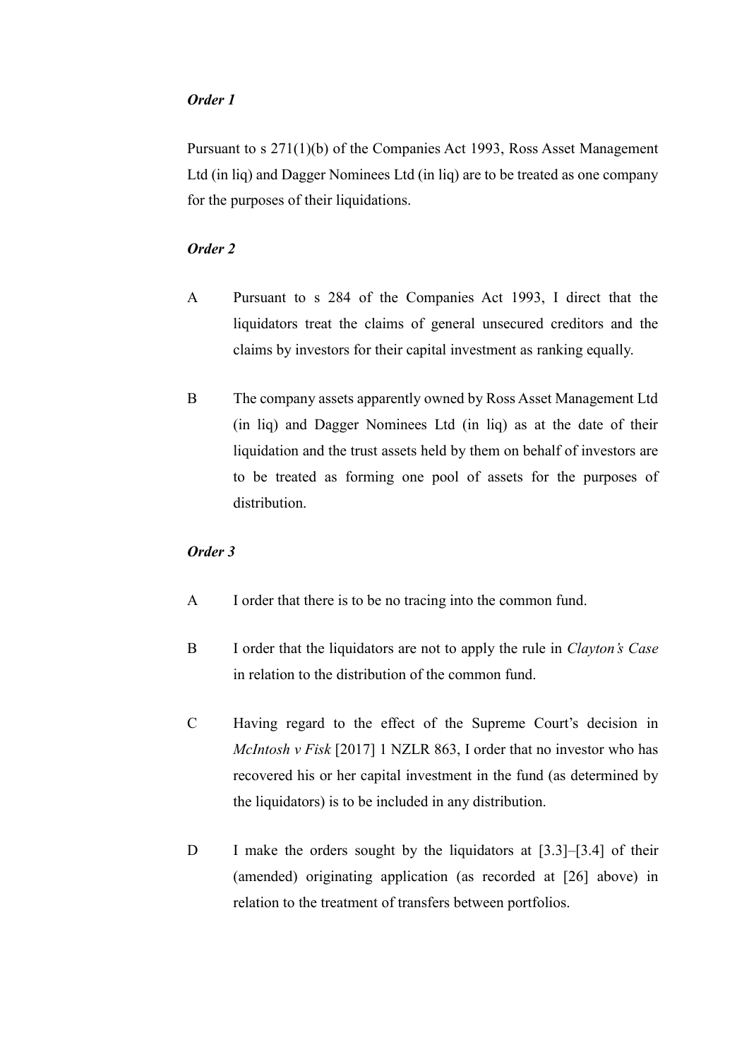***Order 1***

Pursuant to s 271(1)(b) of the Companies Act 1993, Ross Asset Management Ltd (in liq) and Dagger Nominees Ltd (in liq) are to be treated as one company for the purposes of their liquidations.

***Order 2***

A Pursuant to s 284 of the Companies Act 1993, I direct that the liquidators treat the claims of general unsecured creditors and the claims by investors for their capital investment as ranking equally.

B The company assets apparently owned by Ross Asset Management Ltd (in liq) and Dagger Nominees Ltd (in liq) as at the date of their liquidation and the trust assets held by them on behalf of investors are to be treated as forming one pool of assets for the purposes of distribution.

***Order 3***

A I order that there is to be no tracing into the common fund.

B I order that the liquidators are not to apply the rule in *Clayton's Case* in relation to the distribution of the common fund.

C Having regard to the effect of the Supreme Court's decision in *McIntosh v Fisk* [2017] 1 NZLR 863, I order that no investor who has recovered his or her capital investment in the fund (as determined by the liquidators) is to be included in any distribution.

D I make the orders sought by the liquidators at [3.3]–[3.4] of their (amended) originating application (as recorded at [26] above) in relation to the treatment of transfers between portfolios.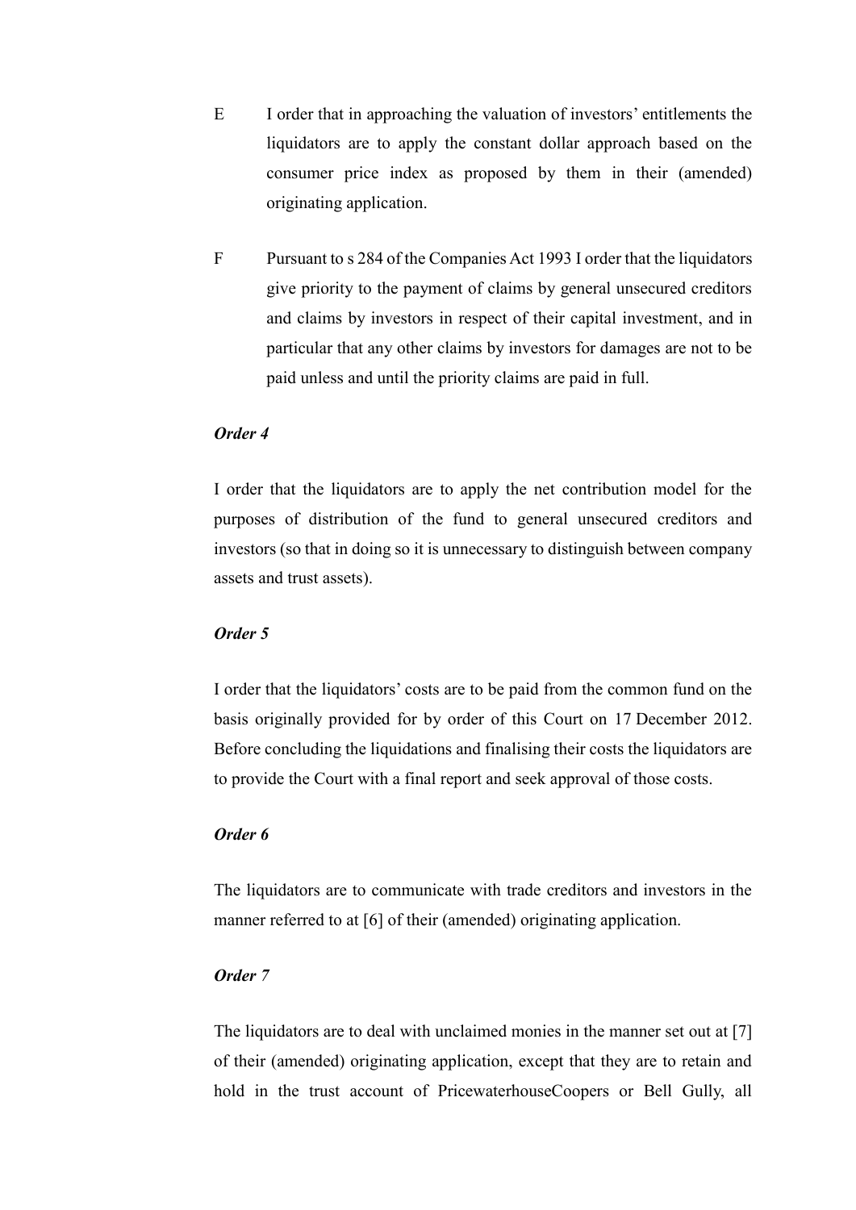E I order that in approaching the valuation of investors' entitlements the liquidators are to apply the constant dollar approach based on the consumer price index as proposed by them in their (amended) originating application.

F Pursuant to s 284 of the Companies Act 1993 I order that the liquidators give priority to the payment of claims by general unsecured creditors and claims by investors in respect of their capital investment, and in particular that any other claims by investors for damages are not to be paid unless and until the priority claims are paid in full.

***Order 4***

I order that the liquidators are to apply the net contribution model for the purposes of distribution of the fund to general unsecured creditors and investors (so that in doing so it is unnecessary to distinguish between company assets and trust assets).

***Order 5***

I order that the liquidators' costs are to be paid from the common fund on the basis originally provided for by order of this Court on 17 December 2012. Before concluding the liquidations and finalising their costs the liquidators are to provide the Court with a final report and seek approval of those costs.

***Order 6***

The liquidators are to communicate with trade creditors and investors in the manner referred to at [6] of their (amended) originating application.

***Order 7***

The liquidators are to deal with unclaimed monies in the manner set out at [7] of their (amended) originating application, except that they are to retain and hold in the trust account of PricewaterhouseCoopers or Bell Gully, all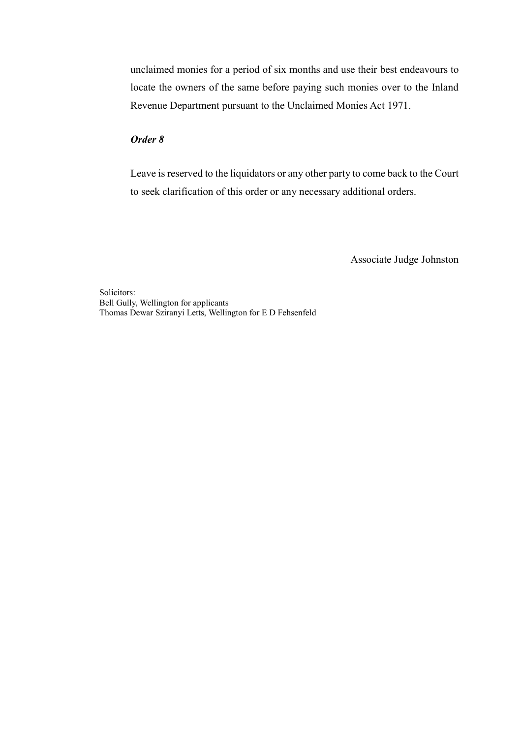unclaimed monies for a period of six months and use their best endeavours to locate the owners of the same before paying such monies over to the Inland Revenue Department pursuant to the Unclaimed Monies Act 1971.

***Order 8***

Leave is reserved to the liquidators or any other party to come back to the Court to seek clarification of this order or any necessary additional orders.

Associate Judge Johnston

Solicitors:
Bell Gully, Wellington for applicants
Thomas Dewar Sziranyi Letts, Wellington for E D Fehsenfeld